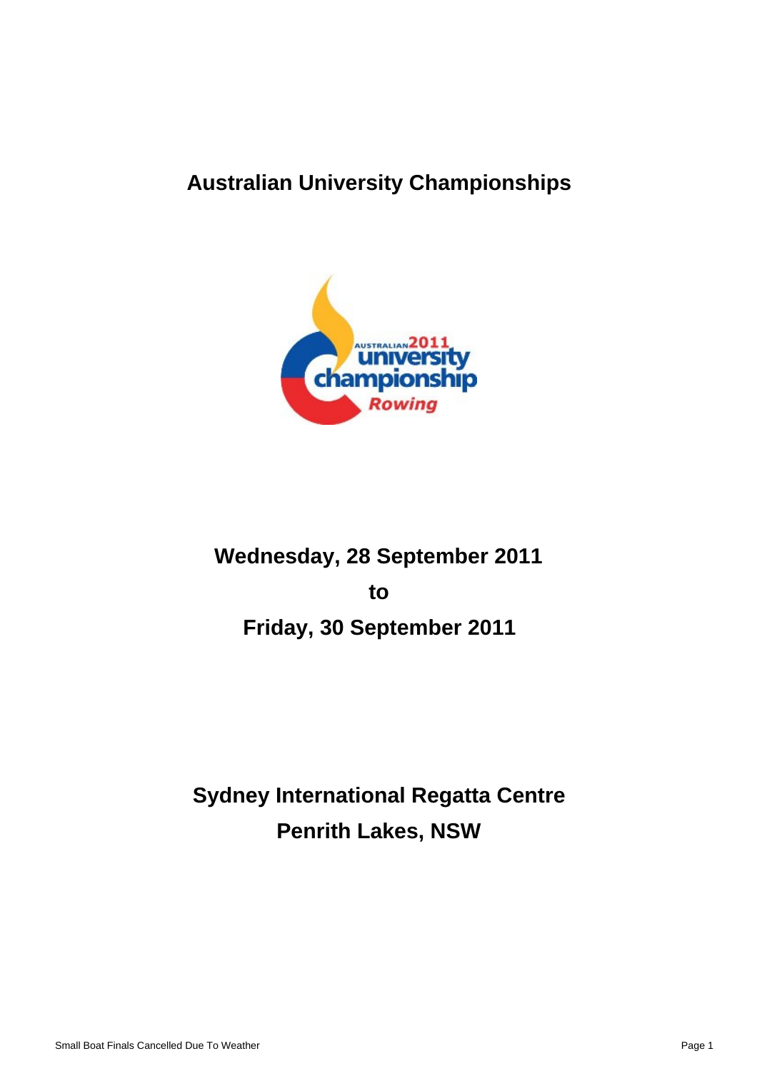# Australian University Championships

## Wednesday, 28 September 2011

## to

## Friday, 30 September 2011

## Sydney International Regatta Centre

## Penrith Lakes, NSW

Small Boat Finals Cancelled Due To Weather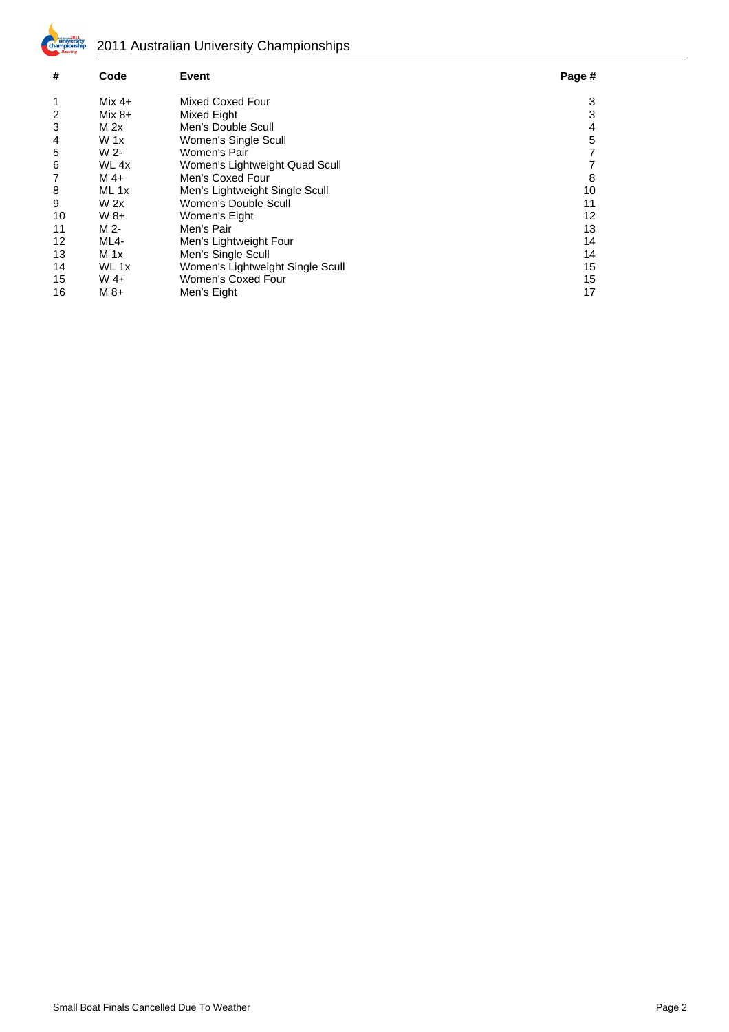| # | Code | Event | Page # |
|---|---|---|---|
| 1 | Mix 4+ | Mixed Coxed Four | 3 |
| 2 | Mix 8+ | Mixed Eight | 3 |
| 3 | M 2x | Men's Double Scull | 4 |
| 4 | W 1x | Women's Single Scull | 5 |
| 5 | W 2- | Women's Pair | 7 |
| 6 | WL 4x | Women's Lightweight Quad Scull | 7 |
| 7 | M 4+ | Men's Coxed Four | 8 |
| 8 | ML 1x | Men's Lightweight Single Scull | 10 |
| 9 | W 2x | Women's Double Scull | 11 |
| 10 | W 8+ | Women's Eight | 12 |
| 11 | M 2- | Men's Pair | 13 |
| 12 | ML4- | Men's Lightweight Four | 14 |
| 13 | M 1x | Men's Single Scull | 14 |
| 14 | WL 1x | Women's Lightweight Single Scull | 15 |
| 15 | W 4+ | Women's Coxed Four | 15 |
| 16 | M 8+ | Men's Eight | 17 |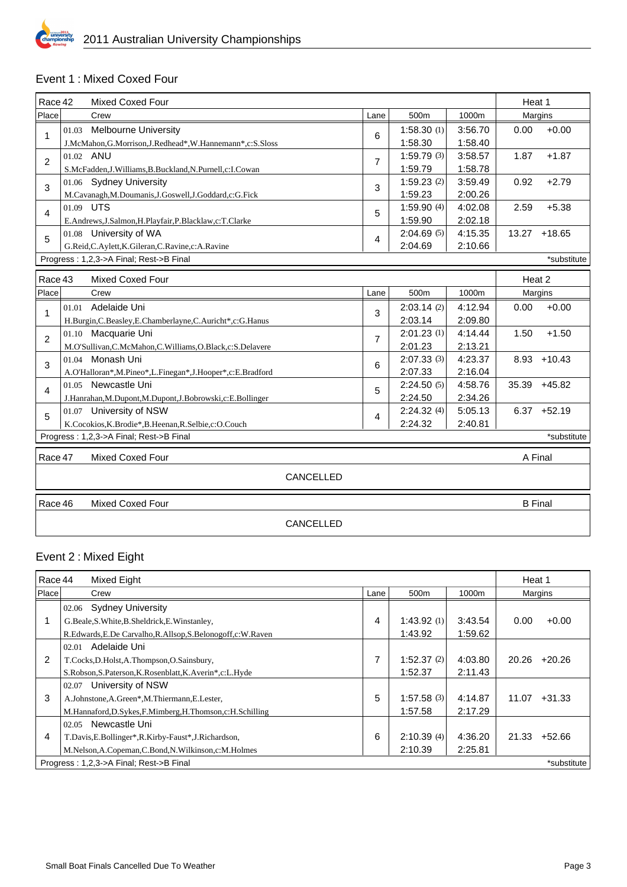## Event 1 : Mixed Coxed Four

**Race 42 — Mixed Coxed Four — Heat 1**

| Place | Crew | Lane | 500m | 1000m | Margins | |
|---|---|---|---|---|---|---|
| 1 | 01.03 Melbourne University<br>J.McMahon,G.Morrison,J.Redhead*,W.Hannemann*,c:S.Sloss | 6 | 1:58.30 (1)<br>1:58.30 | 3:56.70<br>1:58.40 | 0.00 | +0.00 |
| 2 | 01.02 ANU<br>S.McFadden,J.Williams,B.Buckland,N.Purnell,c:I.Cowan | 7 | 1:59.79 (3)<br>1:59.79 | 3:58.57<br>1:58.78 | 1.87 | +1.87 |
| 3 | 01.06 Sydney University<br>M.Cavanagh,M.Doumanis,J.Goswell,J.Goddard,c:G.Fick | 3 | 1:59.23 (2)<br>1:59.23 | 3:59.49<br>2:00.26 | 0.92 | +2.79 |
| 4 | 01.09 UTS<br>E.Andrews,J.Salmon,H.Playfair,P.Blacklaw,c:T.Clarke | 5 | 1:59.90 (4)<br>1:59.90 | 4:02.08<br>2:02.18 | 2.59 | +5.38 |
| 5 | 01.08 University of WA<br>G.Reid,C.Aylett,K.Gileran,C.Ravine,c:A.Ravine | 4 | 2:04.69 (5)<br>2:04.69 | 4:15.35<br>2:10.66 | 13.27 | +18.65 |

Progress : 1,2,3->A Final; Rest->B Final — *substitute

**Race 43 — Mixed Coxed Four — Heat 2**

| Place | Crew | Lane | 500m | 1000m | Margins | |
|---|---|---|---|---|---|---|
| 1 | 01.01 Adelaide Uni<br>H.Burgin,C.Beasley,E.Chamberlayne,C.Auricht*,c:G.Hanus | 3 | 2:03.14 (2)<br>2:03.14 | 4:12.94<br>2:09.80 | 0.00 | +0.00 |
| 2 | 01.10 Macquarie Uni<br>M.O'Sullivan,C.McMahon,C.Williams,O.Black,c:S.Delavere | 7 | 2:01.23 (1)<br>2:01.23 | 4:14.44<br>2:13.21 | 1.50 | +1.50 |
| 3 | 01.04 Monash Uni<br>A.O'Halloran*,M.Pineo*,L.Finegan*,J.Hooper*,c:E.Bradford | 6 | 2:07.33 (3)<br>2:07.33 | 4:23.37<br>2:16.04 | 8.93 | +10.43 |
| 4 | 01.05 Newcastle Uni<br>J.Hanrahan,M.Dupont,M.Dupont,J.Bobrowski,c:E.Bollinger | 5 | 2:24.50 (5)<br>2:24.50 | 4:58.76<br>2:34.26 | 35.39 | +45.82 |
| 5 | 01.07 University of NSW<br>K.Cocokios,K.Brodie*,B.Heenan,R.Selbie,c:O.Couch | 4 | 2:24.32 (4)<br>2:24.32 | 5:05.13<br>2:40.81 | 6.37 | +52.19 |

Progress : 1,2,3->A Final; Rest->B Final — *substitute

**Race 47 — Mixed Coxed Four — A Final**

CANCELLED

**Race 46 — Mixed Coxed Four — B Final**

CANCELLED

## Event 2 : Mixed Eight

**Race 44 — Mixed Eight — Heat 1**

| Place | Crew | Lane | 500m | 1000m | Margins | |
|---|---|---|---|---|---|---|
| 1 | 02.06 Sydney University<br>G.Beale,S.White,B.Sheldrick,E.Winstanley,<br>R.Edwards,E.De Carvalho,R.Allsop,S.Belonogoff,c:W.Raven | 4 | 1:43.92 (1)<br>1:43.92 | 3:43.54<br>1:59.62 | 0.00 | +0.00 |
| 2 | 02.01 Adelaide Uni<br>T.Cocks,D.Holst,A.Thompson,O.Sainsbury,<br>S.Robson,S.Paterson,K.Rosenblatt,K.Averin*,c:L.Hyde | 7 | 1:52.37 (2)<br>1:52.37 | 4:03.80<br>2:11.43 | 20.26 | +20.26 |
| 3 | 02.07 University of NSW<br>A.Johnstone,A.Green*,M.Thiermann,E.Lester,<br>M.Hannaford,D.Sykes,F.Mimberg,H.Thomson,c:H.Schilling | 5 | 1:57.58 (3)<br>1:57.58 | 4:14.87<br>2:17.29 | 11.07 | +31.33 |
| 4 | 02.05 Newcastle Uni<br>T.Davis,E.Bollinger*,R.Kirby-Faust*,J.Richardson,<br>M.Nelson,A.Copeman,C.Bond,N.Wilkinson,c:M.Holmes | 6 | 2:10.39 (4)<br>2:10.39 | 4:36.20<br>2:25.81 | 21.33 | +52.66 |

Progress : 1,2,3->A Final; Rest->B Final — *substitute

Small Boat Finals Cancelled Due To Weather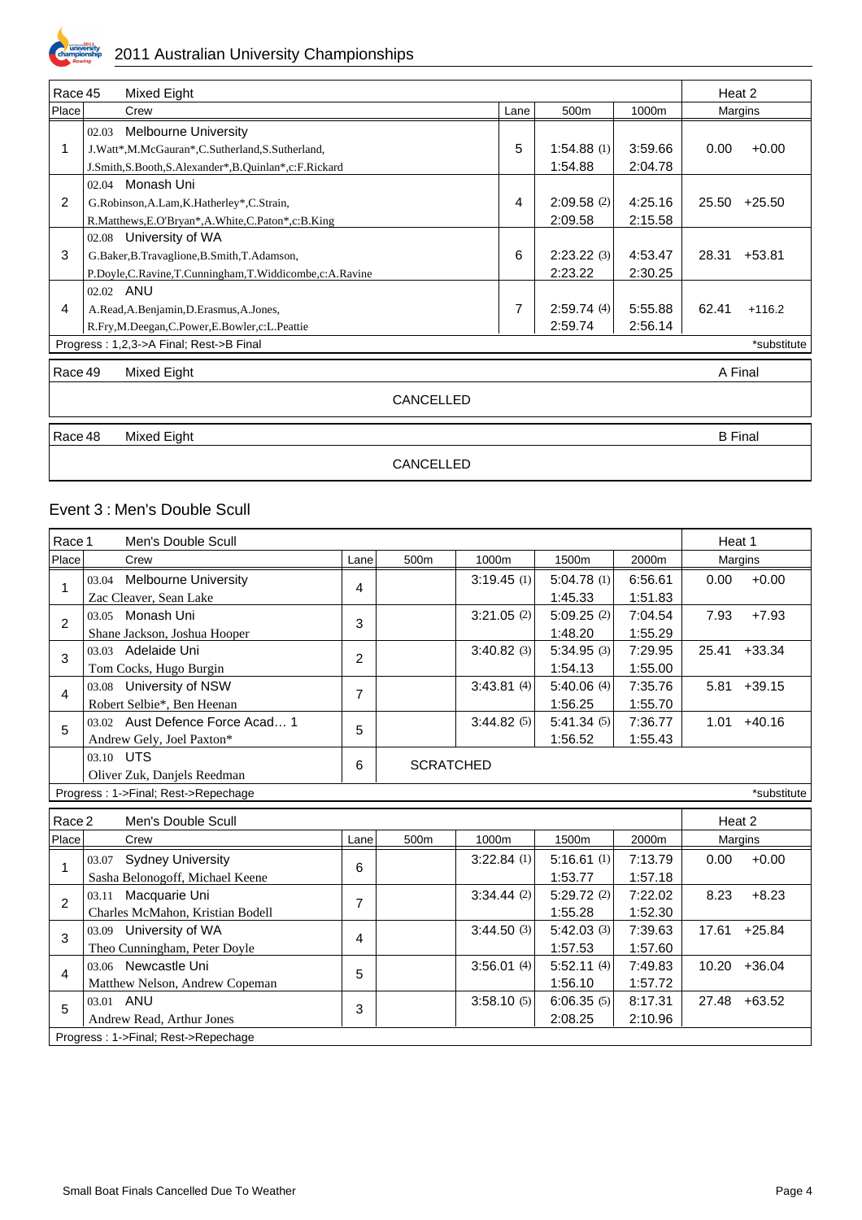| Race 45 | Mixed Eight | | | | Heat 2 | |
|---|---|---|---|---|---|---|
| Place | Crew | Lane | 500m | 1000m | Margins | |
| 1 | 02.03 Melbourne University<br>J.Watt*,M.McGauran*,C.Sutherland,S.Sutherland,<br>J.Smith,S.Booth,S.Alexander*,B.Quinlan*,c:F.Rickard | 5 | 1:54.88 (1)<br>1:54.88 | 3:59.66<br>2:04.78 | 0.00 | +0.00 |
| 2 | 02.04 Monash Uni<br>G.Robinson,A.Lam,K.Hatherley*,C.Strain,<br>R.Matthews,E.O'Bryan*,A.White,C.Paton*,c:B.King | 4 | 2:09.58 (2)<br>2:09.58 | 4:25.16<br>2:15.58 | 25.50 | +25.50 |
| 3 | 02.08 University of WA<br>G.Baker,B.Travaglione,B.Smith,T.Adamson,<br>P.Doyle,C.Ravine,T.Cunningham,T.Widdicombe,c:A.Ravine | 6 | 2:23.22 (3)<br>2:23.22 | 4:53.47<br>2:30.25 | 28.31 | +53.81 |
| 4 | 02.02 ANU<br>A.Read,A.Benjamin,D.Erasmus,A.Jones,<br>R.Fry,M.Deegan,C.Power,E.Bowler,c:L.Peattie | 7 | 2:59.74 (4)<br>2:59.74 | 5:55.88<br>2:56.14 | 62.41 | +116.2 |
| Progress : 1,2,3->A Final; Rest->B Final | | | | | | *substitute |

| Race 49 | Mixed Eight | A Final |
|---|---|---|
| | CANCELLED | |

| Race 48 | Mixed Eight | B Final |
|---|---|---|
| | CANCELLED | |

## Event 3 : Men's Double Scull

| Race 1 | Men's Double Scull | | | | | | Heat 1 | |
|---|---|---|---|---|---|---|---|---|
| Place | Crew | Lane | 500m | 1000m | 1500m | 2000m | Margins | |
| 1 | 03.04 Melbourne University<br>Zac Cleaver, Sean Lake | 4 | | 3:19.45 (1) | 5:04.78 (1)<br>1:45.33 | 6:56.61<br>1:51.83 | 0.00 | +0.00 |
| 2 | 03.05 Monash Uni<br>Shane Jackson, Joshua Hooper | 3 | | 3:21.05 (2) | 5:09.25 (2)<br>1:48.20 | 7:04.54<br>1:55.29 | 7.93 | +7.93 |
| 3 | 03.03 Adelaide Uni<br>Tom Cocks, Hugo Burgin | 2 | | 3:40.82 (3) | 5:34.95 (3)<br>1:54.13 | 7:29.95<br>1:55.00 | 25.41 | +33.34 |
| 4 | 03.08 University of NSW<br>Robert Selbie*, Ben Heenan | 7 | | 3:43.81 (4) | 5:40.06 (4)<br>1:56.25 | 7:35.76<br>1:55.70 | 5.81 | +39.15 |
| 5 | 03.02 Aust Defence Force Acad... 1<br>Andrew Gely, Joel Paxton* | 5 | | 3:44.82 (5) | 5:41.34 (5)<br>1:56.52 | 7:36.77<br>1:55.43 | 1.01 | +40.16 |
| | 03.10 UTS<br>Oliver Zuk, Danjels Reedman | 6 | SCRATCHED | | | | | |
| Progress : 1->Final; Rest->Repechage | | | | | | | | *substitute |

| Race 2 | Men's Double Scull | | | | | | Heat 2 | |
|---|---|---|---|---|---|---|---|---|
| Place | Crew | Lane | 500m | 1000m | 1500m | 2000m | Margins | |
| 1 | 03.07 Sydney University<br>Sasha Belonogoff, Michael Keene | 6 | | 3:22.84 (1) | 5:16.61 (1)<br>1:53.77 | 7:13.79<br>1:57.18 | 0.00 | +0.00 |
| 2 | 03.11 Macquarie Uni<br>Charles McMahon, Kristian Bodell | 7 | | 3:34.44 (2) | 5:29.72 (2)<br>1:55.28 | 7:22.02<br>1:52.30 | 8.23 | +8.23 |
| 3 | 03.09 University of WA<br>Theo Cunningham, Peter Doyle | 4 | | 3:44.50 (3) | 5:42.03 (3)<br>1:57.53 | 7:39.63<br>1:57.60 | 17.61 | +25.84 |
| 4 | 03.06 Newcastle Uni<br>Matthew Nelson, Andrew Copeman | 5 | | 3:56.01 (4) | 5:52.11 (4)<br>1:56.10 | 7:49.83<br>1:57.72 | 10.20 | +36.04 |
| 5 | 03.01 ANU<br>Andrew Read, Arthur Jones | 3 | | 3:58.10 (5) | 6:06.35 (5)<br>2:08.25 | 8:17.31<br>2:10.96 | 27.48 | +63.52 |
| Progress : 1->Final; Rest->Repechage | | | | | | | | |

Small Boat Finals Cancelled Due To Weather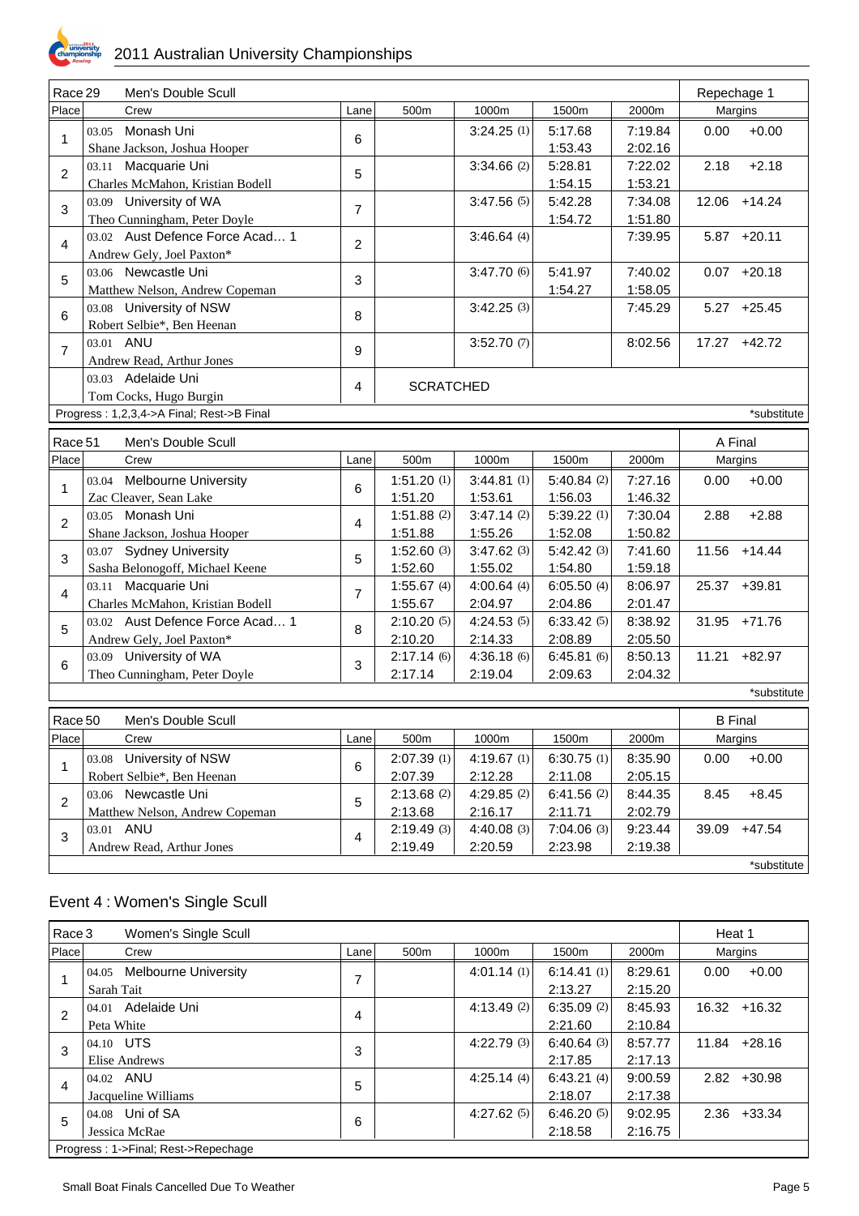## Race 29 — Men's Double Scull — Repechage 1

| Place | Crew | Lane | 500m | 1000m | 1500m | 2000m | Margins | |
|---|---|---|---|---|---|---|---|---|
| 1 | 03.05 Monash Uni<br>Shane Jackson, Joshua Hooper | 6 | | 3:24.25 (1) | 5:17.68<br>1:53.43 | 7:19.84<br>2:02.16 | 0.00 | +0.00 |
| 2 | 03.11 Macquarie Uni<br>Charles McMahon, Kristian Bodell | 5 | | 3:34.66 (2) | 5:28.81<br>1:54.15 | 7:22.02<br>1:53.21 | 2.18 | +2.18 |
| 3 | 03.09 University of WA<br>Theo Cunningham, Peter Doyle | 7 | | 3:47.56 (5) | 5:42.28<br>1:54.72 | 7:34.08<br>1:51.80 | 12.06 | +14.24 |
| 4 | 03.02 Aust Defence Force Acad... 1<br>Andrew Gely, Joel Paxton* | 2 | | 3:46.64 (4) | | 7:39.95 | 5.87 | +20.11 |
| 5 | 03.06 Newcastle Uni<br>Matthew Nelson, Andrew Copeman | 3 | | 3:47.70 (6) | 5:41.97<br>1:54.27 | 7:40.02<br>1:58.05 | 0.07 | +20.18 |
| 6 | 03.08 University of NSW<br>Robert Selbie*, Ben Heenan | 8 | | 3:42.25 (3) | | 7:45.29 | 5.27 | +25.45 |
| 7 | 03.01 ANU<br>Andrew Read, Arthur Jones | 9 | | 3:52.70 (7) | | 8:02.56 | 17.27 | +42.72 |
| | 03.03 Adelaide Uni<br>Tom Cocks, Hugo Burgin | 4 | SCRATCHED | | | | | |

Progress : 1,2,3,4->A Final; Rest->B Final

*substitute

## Race 51 — Men's Double Scull — A Final

| Place | Crew | Lane | 500m | 1000m | 1500m | 2000m | Margins | |
|---|---|---|---|---|---|---|---|---|
| 1 | 03.04 Melbourne University<br>Zac Cleaver, Sean Lake | 6 | 1:51.20 (1)<br>1:51.20 | 3:44.81 (1)<br>1:53.61 | 5:40.84 (2)<br>1:56.03 | 7:27.16<br>1:46.32 | 0.00 | +0.00 |
| 2 | 03.05 Monash Uni<br>Shane Jackson, Joshua Hooper | 4 | 1:51.88 (2)<br>1:51.88 | 3:47.14 (2)<br>1:55.26 | 5:39.22 (1)<br>1:52.08 | 7:30.04<br>1:50.82 | 2.88 | +2.88 |
| 3 | 03.07 Sydney University<br>Sasha Belonogoff, Michael Keene | 5 | 1:52.60 (3)<br>1:52.60 | 3:47.62 (3)<br>1:55.02 | 5:42.42 (3)<br>1:54.80 | 7:41.60<br>1:59.18 | 11.56 | +14.44 |
| 4 | 03.11 Macquarie Uni<br>Charles McMahon, Kristian Bodell | 7 | 1:55.67 (4)<br>1:55.67 | 4:00.64 (4)<br>2:04.97 | 6:05.50 (4)<br>2:04.86 | 8:06.97<br>2:01.47 | 25.37 | +39.81 |
| 5 | 03.02 Aust Defence Force Acad... 1<br>Andrew Gely, Joel Paxton* | 8 | 2:10.20 (5)<br>2:10.20 | 4:24.53 (5)<br>2:14.33 | 6:33.42 (5)<br>2:08.89 | 8:38.92<br>2:05.50 | 31.95 | +71.76 |
| 6 | 03.09 University of WA<br>Theo Cunningham, Peter Doyle | 3 | 2:17.14 (6)<br>2:17.14 | 4:36.18 (6)<br>2:19.04 | 6:45.81 (6)<br>2:09.63 | 8:50.13<br>2:04.32 | 11.21 | +82.97 |

*substitute

## Race 50 — Men's Double Scull — B Final

| Place | Crew | Lane | 500m | 1000m | 1500m | 2000m | Margins | |
|---|---|---|---|---|---|---|---|---|
| 1 | 03.08 University of NSW<br>Robert Selbie*, Ben Heenan | 6 | 2:07.39 (1)<br>2:07.39 | 4:19.67 (1)<br>2:12.28 | 6:30.75 (1)<br>2:11.08 | 8:35.90<br>2:05.15 | 0.00 | +0.00 |
| 2 | 03.06 Newcastle Uni<br>Matthew Nelson, Andrew Copeman | 5 | 2:13.68 (2)<br>2:13.68 | 4:29.85 (2)<br>2:16.17 | 6:41.56 (2)<br>2:11.71 | 8:44.35<br>2:02.79 | 8.45 | +8.45 |
| 3 | 03.01 ANU<br>Andrew Read, Arthur Jones | 4 | 2:19.49 (3)<br>2:19.49 | 4:40.08 (3)<br>2:20.59 | 7:04.06 (3)<br>2:23.98 | 9:23.44<br>2:19.38 | 39.09 | +47.54 |

*substitute

# Event 4 : Women's Single Scull

## Race 3 — Women's Single Scull — Heat 1

| Place | Crew | Lane | 500m | 1000m | 1500m | 2000m | Margins | |
|---|---|---|---|---|---|---|---|---|
| 1 | 04.05 Melbourne University<br>Sarah Tait | 7 | | 4:01.14 (1) | 6:14.41 (1)<br>2:13.27 | 8:29.61<br>2:15.20 | 0.00 | +0.00 |
| 2 | 04.01 Adelaide Uni<br>Peta White | 4 | | 4:13.49 (2) | 6:35.09 (2)<br>2:21.60 | 8:45.93<br>2:10.84 | 16.32 | +16.32 |
| 3 | 04.10 UTS<br>Elise Andrews | 3 | | 4:22.79 (3) | 6:40.64 (3)<br>2:17.85 | 8:57.77<br>2:17.13 | 11.84 | +28.16 |
| 4 | 04.02 ANU<br>Jacqueline Williams | 5 | | 4:25.14 (4) | 6:43.21 (4)<br>2:18.07 | 9:00.59<br>2:17.38 | 2.82 | +30.98 |
| 5 | 04.08 Uni of SA<br>Jessica McRae | 6 | | 4:27.62 (5) | 6:46.20 (5)<br>2:18.58 | 9:02.95<br>2:16.75 | 2.36 | +33.34 |

Progress : 1->Final; Rest->Repechage

Small Boat Finals Cancelled Due To Weather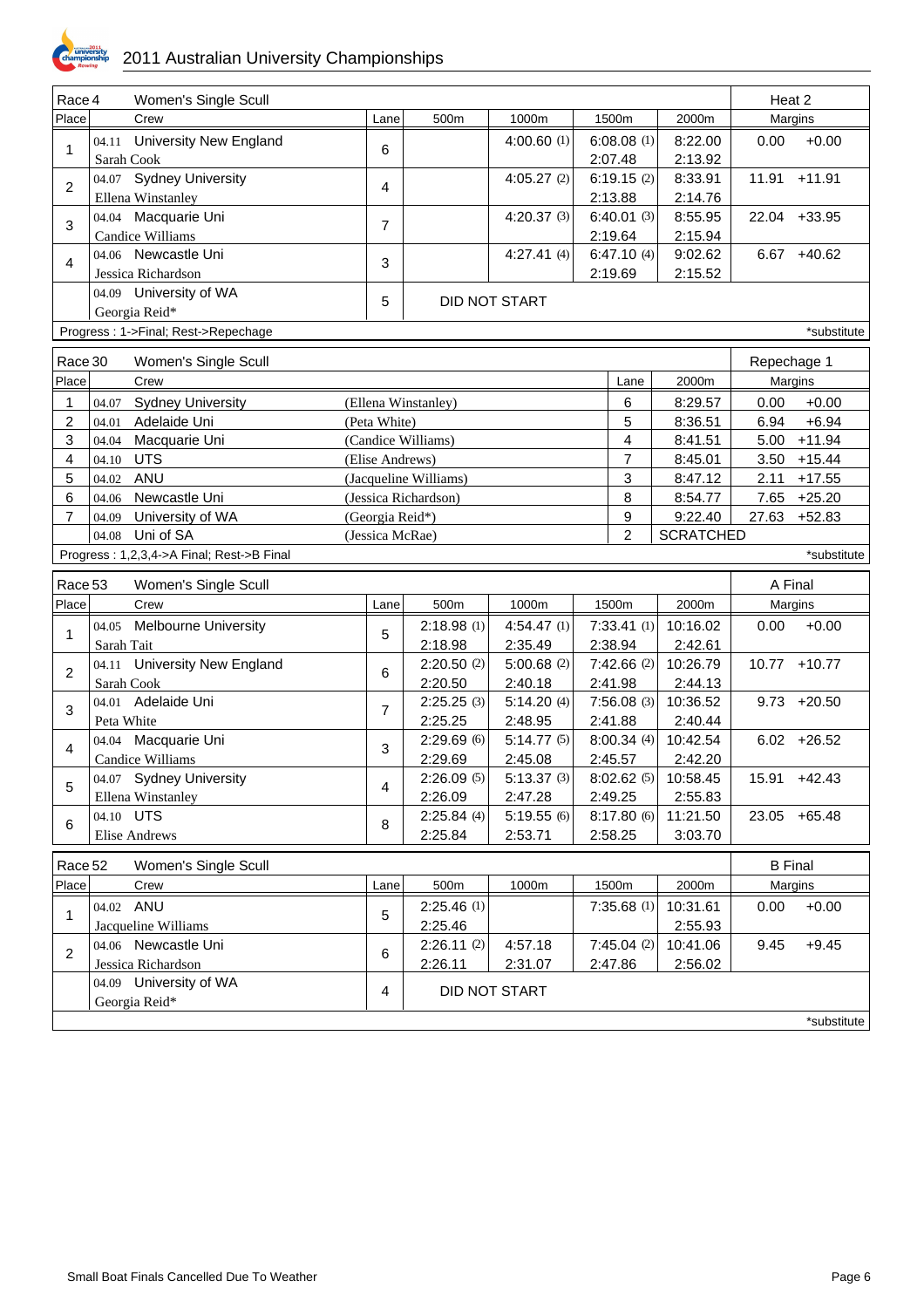## 2011 Australian University Championships

| Race 4 | Women's Single Scull | | | | | | Heat 2 | |
|---|---|---|---|---|---|---|---|---|
| Place | Crew | Lane | 500m | 1000m | 1500m | 2000m | Margins | |
| 1 | 04.11 University New England<br>Sarah Cook | 6 | | 4:00.60 (1) | 6:08.08 (1)<br>2:07.48 | 8:22.00<br>2:13.92 | 0.00 | +0.00 |
| 2 | 04.07 Sydney University<br>Ellena Winstanley | 4 | | 4:05.27 (2) | 6:19.15 (2)<br>2:13.88 | 8:33.91<br>2:14.76 | 11.91 | +11.91 |
| 3 | 04.04 Macquarie Uni<br>Candice Williams | 7 | | 4:20.37 (3) | 6:40.01 (3)<br>2:19.64 | 8:55.95<br>2:15.94 | 22.04 | +33.95 |
| 4 | 04.06 Newcastle Uni<br>Jessica Richardson | 3 | | 4:27.41 (4) | 6:47.10 (4)<br>2:19.69 | 9:02.62<br>2:15.52 | 6.67 | +40.62 |
| | 04.09 University of WA<br>Georgia Reid* | 5 | DID NOT START | | | | | |

Progress : 1->Final; Rest->Repechage

*substitute

| Race 30 | Women's Single Scull | | | | Repechage 1 | |
|---|---|---|---|---|---|---|
| Place | Crew | | Lane | 2000m | Margins | |
| 1 | 04.07 Sydney University | (Ellena Winstanley) | 6 | 8:29.57 | 0.00 | +0.00 |
| 2 | 04.01 Adelaide Uni | (Peta White) | 5 | 8:36.51 | 6.94 | +6.94 |
| 3 | 04.04 Macquarie Uni | (Candice Williams) | 4 | 8:41.51 | 5.00 | +11.94 |
| 4 | 04.10 UTS | (Elise Andrews) | 7 | 8:45.01 | 3.50 | +15.44 |
| 5 | 04.02 ANU | (Jacqueline Williams) | 3 | 8:47.12 | 2.11 | +17.55 |
| 6 | 04.06 Newcastle Uni | (Jessica Richardson) | 8 | 8:54.77 | 7.65 | +25.20 |
| 7 | 04.09 University of WA | (Georgia Reid*) | 9 | 9:22.40 | 27.63 | +52.83 |
| | 04.08 Uni of SA | (Jessica McRae) | 2 | SCRATCHED | | |

Progress : 1,2,3,4->A Final; Rest->B Final

*substitute

| Race 53 | Women's Single Scull | | | | | | A Final | |
|---|---|---|---|---|---|---|---|---|
| Place | Crew | Lane | 500m | 1000m | 1500m | 2000m | Margins | |
| 1 | 04.05 Melbourne University<br>Sarah Tait | 5 | 2:18.98 (1)<br>2:18.98 | 4:54.47 (1)<br>2:35.49 | 7:33.41 (1)<br>2:38.94 | 10:16.02<br>2:42.61 | 0.00 | +0.00 |
| 2 | 04.11 University New England<br>Sarah Cook | 6 | 2:20.50 (2)<br>2:20.50 | 5:00.68 (2)<br>2:40.18 | 7:42.66 (2)<br>2:41.98 | 10:26.79<br>2:44.13 | 10.77 | +10.77 |
| 3 | 04.01 Adelaide Uni<br>Peta White | 7 | 2:25.25 (3)<br>2:25.25 | 5:14.20 (4)<br>2:48.95 | 7:56.08 (3)<br>2:41.88 | 10:36.52<br>2:40.44 | 9.73 | +20.50 |
| 4 | 04.04 Macquarie Uni<br>Candice Williams | 3 | 2:29.69 (6)<br>2:29.69 | 5:14.77 (5)<br>2:45.08 | 8:00.34 (4)<br>2:45.57 | 10:42.54<br>2:42.20 | 6.02 | +26.52 |
| 5 | 04.07 Sydney University<br>Ellena Winstanley | 4 | 2:26.09 (5)<br>2:26.09 | 5:13.37 (3)<br>2:47.28 | 8:02.62 (5)<br>2:49.25 | 10:58.45<br>2:55.83 | 15.91 | +42.43 |
| 6 | 04.10 UTS<br>Elise Andrews | 8 | 2:25.84 (4)<br>2:25.84 | 5:19.55 (6)<br>2:53.71 | 8:17.80 (6)<br>2:58.25 | 11:21.50<br>3:03.70 | 23.05 | +65.48 |

| Race 52 | Women's Single Scull | | | | | | B Final | |
|---|---|---|---|---|---|---|---|---|
| Place | Crew | Lane | 500m | 1000m | 1500m | 2000m | Margins | |
| 1 | 04.02 ANU<br>Jacqueline Williams | 5 | 2:25.46 (1)<br>2:25.46 | | 7:35.68 (1) | 10:31.61<br>2:55.93 | 0.00 | +0.00 |
| 2 | 04.06 Newcastle Uni<br>Jessica Richardson | 6 | 2:26.11 (2)<br>2:26.11 | 4:57.18<br>2:31.07 | 7:45.04 (2)<br>2:47.86 | 10:41.06<br>2:56.02 | 9.45 | +9.45 |
| | 04.09 University of WA<br>Georgia Reid* | 4 | DID NOT START | | | | | |

*substitute

Small Boat Finals Cancelled Due To Weather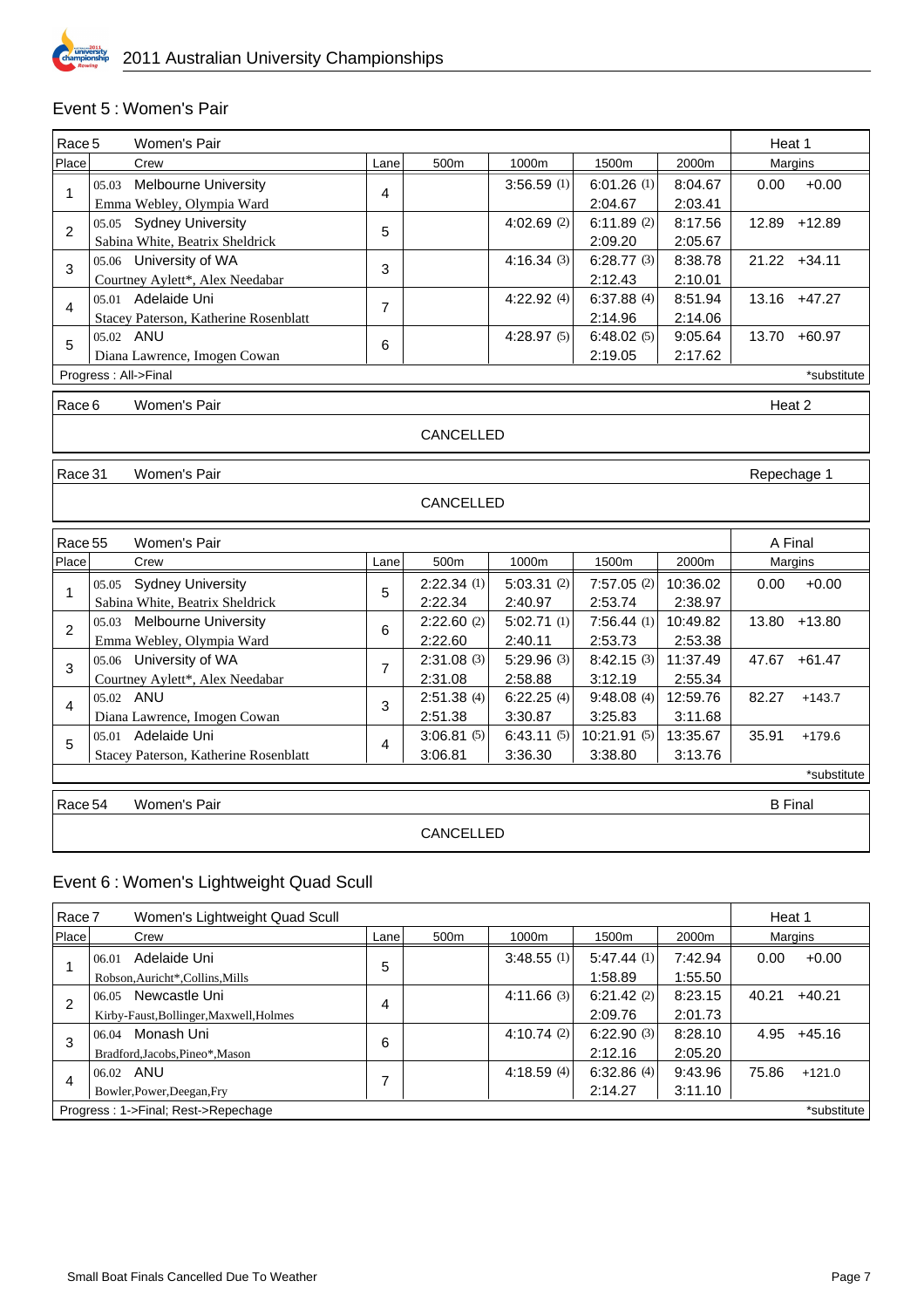## Event 5 : Women's Pair

| Race 5 | Women's Pair | | | | | | Heat 1 |
|---|---|---|---|---|---|---|---|
| Place | Crew | Lane | 500m | 1000m | 1500m | 2000m | Margins |
| 1 | 05.03 Melbourne University<br>Emma Webley, Olympia Ward | 4 | | 3:56.59 (1) | 6:01.26 (1)<br>2:04.67 | 8:04.67<br>2:03.41 | 0.00 +0.00 |
| 2 | 05.05 Sydney University<br>Sabina White, Beatrix Sheldrick | 5 | | 4:02.69 (2) | 6:11.89 (2)<br>2:09.20 | 8:17.56<br>2:05.67 | 12.89 +12.89 |
| 3 | 05.06 University of WA<br>Courtney Aylett*, Alex Needabar | 3 | | 4:16.34 (3) | 6:28.77 (3)<br>2:12.43 | 8:38.78<br>2:10.01 | 21.22 +34.11 |
| 4 | 05.01 Adelaide Uni<br>Stacey Paterson, Katherine Rosenblatt | 7 | | 4:22.92 (4) | 6:37.88 (4)<br>2:14.96 | 8:51.94<br>2:14.06 | 13.16 +47.27 |
| 5 | 05.02 ANU<br>Diana Lawrence, Imogen Cowan | 6 | | 4:28.97 (5) | 6:48.02 (5)<br>2:19.05 | 9:05.64<br>2:17.62 | 13.70 +60.97 |

Progress : All->Final

*substitute

| Race 6 | Women's Pair | Heat 2 |
|---|---|---|

CANCELLED

| Race 31 | Women's Pair | Repechage 1 |
|---|---|---|

CANCELLED

| Race 55 | Women's Pair | | | | | | A Final |
|---|---|---|---|---|---|---|---|
| Place | Crew | Lane | 500m | 1000m | 1500m | 2000m | Margins |
| 1 | 05.05 Sydney University<br>Sabina White, Beatrix Sheldrick | 5 | 2:22.34 (1)<br>2:22.34 | 5:03.31 (2)<br>2:40.97 | 7:57.05 (2)<br>2:53.74 | 10:36.02<br>2:38.97 | 0.00 +0.00 |
| 2 | 05.03 Melbourne University<br>Emma Webley, Olympia Ward | 6 | 2:22.60 (2)<br>2:22.60 | 5:02.71 (1)<br>2:40.11 | 7:56.44 (1)<br>2:53.73 | 10:49.82<br>2:53.38 | 13.80 +13.80 |
| 3 | 05.06 University of WA<br>Courtney Aylett*, Alex Needabar | 7 | 2:31.08 (3)<br>2:31.08 | 5:29.96 (3)<br>2:58.88 | 8:42.15 (3)<br>3:12.19 | 11:37.49<br>2:55.34 | 47.67 +61.47 |
| 4 | 05.02 ANU<br>Diana Lawrence, Imogen Cowan | 3 | 2:51.38 (4)<br>2:51.38 | 6:22.25 (4)<br>3:30.87 | 9:48.08 (4)<br>3:25.83 | 12:59.76<br>3:11.68 | 82.27 +143.7 |
| 5 | 05.01 Adelaide Uni<br>Stacey Paterson, Katherine Rosenblatt | 4 | 3:06.81 (5)<br>3:06.81 | 6:43.11 (5)<br>3:36.30 | 10:21.91 (5)<br>3:38.80 | 13:35.67<br>3:13.76 | 35.91 +179.6 |

*substitute

| Race 54 | Women's Pair | B Final |
|---|---|---|

CANCELLED

## Event 6 : Women's Lightweight Quad Scull

| Race 7 | Women's Lightweight Quad Scull | | | | | | Heat 1 |
|---|---|---|---|---|---|---|---|
| Place | Crew | Lane | 500m | 1000m | 1500m | 2000m | Margins |
| 1 | 06.01 Adelaide Uni<br>Robson,Auricht*,Collins,Mills | 5 | | 3:48.55 (1) | 5:47.44 (1)<br>1:58.89 | 7:42.94<br>1:55.50 | 0.00 +0.00 |
| 2 | 06.05 Newcastle Uni<br>Kirby-Faust,Bollinger,Maxwell,Holmes | 4 | | 4:11.66 (3) | 6:21.42 (2)<br>2:09.76 | 8:23.15<br>2:01.73 | 40.21 +40.21 |
| 3 | 06.04 Monash Uni<br>Bradford,Jacobs,Pineo*,Mason | 6 | | 4:10.74 (2) | 6:22.90 (3)<br>2:12.16 | 8:28.10<br>2:05.20 | 4.95 +45.16 |
| 4 | 06.02 ANU<br>Bowler,Power,Deegan,Fry | 7 | | 4:18.59 (4) | 6:32.86 (4)<br>2:14.27 | 9:43.96<br>3:11.10 | 75.86 +121.0 |

Progress : 1->Final; Rest->Repechage

*substitute

Small Boat Finals Cancelled Due To Weather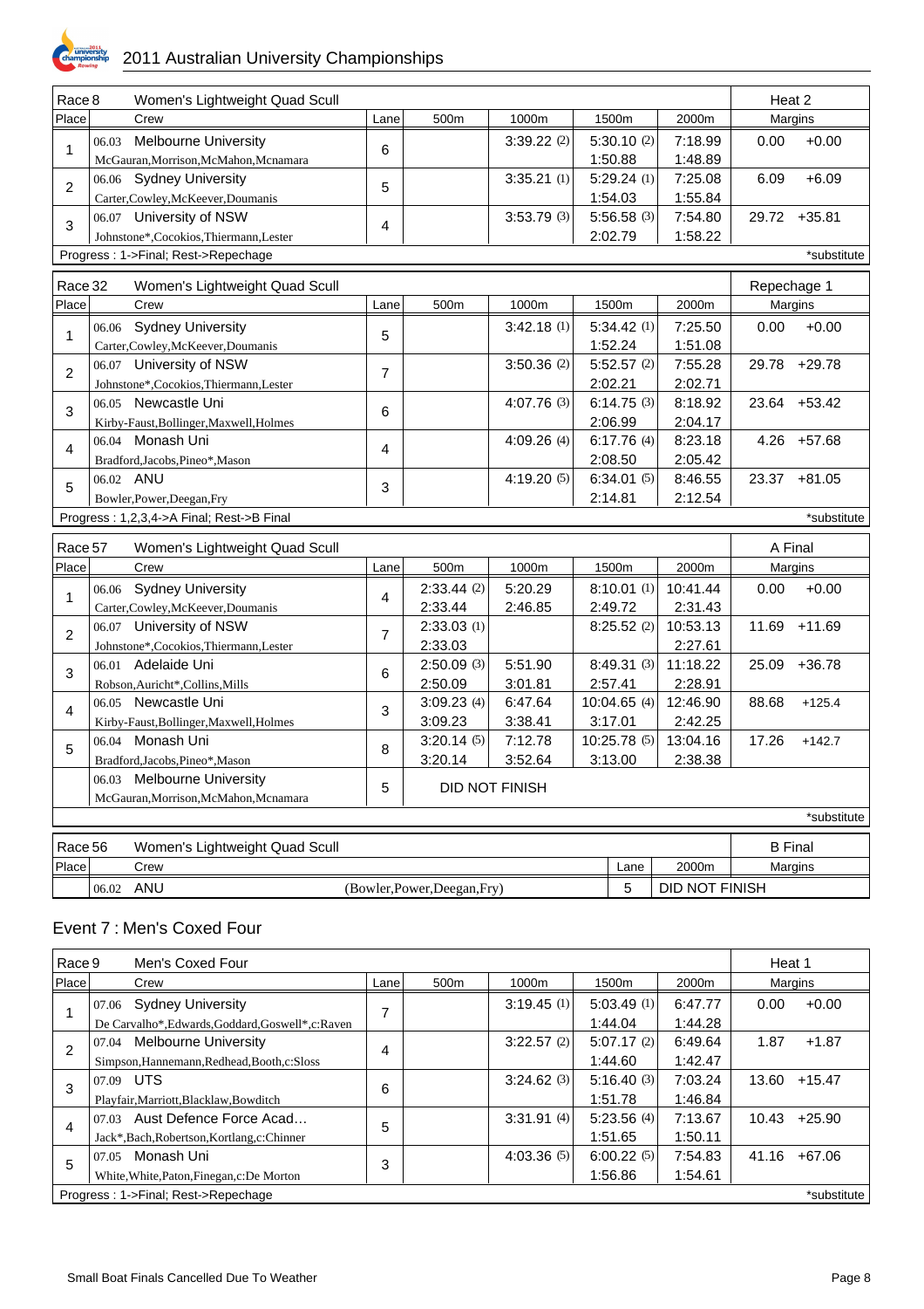## 2011 Australian University Championships

| Race 8 | Women's Lightweight Quad Scull | | | | | | Heat 2 | |
|---|---|---|---|---|---|---|---|---|
| Place | Crew | Lane | 500m | 1000m | 1500m | 2000m | Margins | |
| 1 | 06.03 Melbourne University<br>McGauran,Morrison,McMahon,Mcnamara | 6 | | 3:39.22 (2) | 5:30.10 (2)<br>1:50.88 | 7:18.99<br>1:48.89 | 0.00 | +0.00 |
| 2 | 06.06 Sydney University<br>Carter,Cowley,McKeever,Doumanis | 5 | | 3:35.21 (1) | 5:29.24 (1)<br>1:54.03 | 7:25.08<br>1:55.84 | 6.09 | +6.09 |
| 3 | 06.07 University of NSW<br>Johnstone*,Cocokios,Thiermann,Lester | 4 | | 3:53.79 (3) | 5:56.58 (3)<br>2:02.79 | 7:54.80<br>1:58.22 | 29.72 | +35.81 |

Progress : 1->Final; Rest->Repechage — *substitute

| Race 32 | Women's Lightweight Quad Scull | | | | | | Repechage 1 | |
|---|---|---|---|---|---|---|---|---|
| Place | Crew | Lane | 500m | 1000m | 1500m | 2000m | Margins | |
| 1 | 06.06 Sydney University<br>Carter,Cowley,McKeever,Doumanis | 5 | | 3:42.18 (1) | 5:34.42 (1)<br>1:52.24 | 7:25.50<br>1:51.08 | 0.00 | +0.00 |
| 2 | 06.07 University of NSW<br>Johnstone*,Cocokios,Thiermann,Lester | 7 | | 3:50.36 (2) | 5:52.57 (2)<br>2:02.21 | 7:55.28<br>2:02.71 | 29.78 | +29.78 |
| 3 | 06.05 Newcastle Uni<br>Kirby-Faust,Bollinger,Maxwell,Holmes | 6 | | 4:07.76 (3) | 6:14.75 (3)<br>2:06.99 | 8:18.92<br>2:04.17 | 23.64 | +53.42 |
| 4 | 06.04 Monash Uni<br>Bradford,Jacobs,Pineo*,Mason | 4 | | 4:09.26 (4) | 6:17.76 (4)<br>2:08.50 | 8:23.18<br>2:05.42 | 4.26 | +57.68 |
| 5 | 06.02 ANU<br>Bowler,Power,Deegan,Fry | 3 | | 4:19.20 (5) | 6:34.01 (5)<br>2:14.81 | 8:46.55<br>2:12.54 | 23.37 | +81.05 |

Progress : 1,2,3,4->A Final; Rest->B Final — *substitute

| Race 57 | Women's Lightweight Quad Scull | | | | | | A Final | |
|---|---|---|---|---|---|---|---|---|
| Place | Crew | Lane | 500m | 1000m | 1500m | 2000m | Margins | |
| 1 | 06.06 Sydney University<br>Carter,Cowley,McKeever,Doumanis | 4 | 2:33.44 (2)<br>2:33.44 | 5:20.29<br>2:46.85 | 8:10.01 (1)<br>2:49.72 | 10:41.44<br>2:31.43 | 0.00 | +0.00 |
| 2 | 06.07 University of NSW<br>Johnstone*,Cocokios,Thiermann,Lester | 7 | 2:33.03 (1)<br>2:33.03 | | 8:25.52 (2) | 10:53.13<br>2:27.61 | 11.69 | +11.69 |
| 3 | 06.01 Adelaide Uni<br>Robson,Auricht*,Collins,Mills | 6 | 2:50.09 (3)<br>2:50.09 | 5:51.90<br>3:01.81 | 8:49.31 (3)<br>2:57.41 | 11:18.22<br>2:28.91 | 25.09 | +36.78 |
| 4 | 06.05 Newcastle Uni<br>Kirby-Faust,Bollinger,Maxwell,Holmes | 3 | 3:09.23 (4)<br>3:09.23 | 6:47.64<br>3:38.41 | 10:04.65 (4)<br>3:17.01 | 12:46.90<br>2:42.25 | 88.68 | +125.4 |
| 5 | 06.04 Monash Uni<br>Bradford,Jacobs,Pineo*,Mason | 8 | 3:20.14 (5)<br>3:20.14 | 7:12.78<br>3:52.64 | 10:25.78 (5)<br>3:13.00 | 13:04.16<br>2:38.38 | 17.26 | +142.7 |
| | 06.03 Melbourne University<br>McGauran,Morrison,McMahon,Mcnamara | 5 | DID NOT FINISH | | | | | |

*substitute

| Race 56 | Women's Lightweight Quad Scull | | | B Final |
|---|---|---|---|---|
| Place | Crew | Lane | 2000m | Margins |
| | 06.02 ANU (Bowler,Power,Deegan,Fry) | 5 | DID NOT FINISH | |

## Event 7 : Men's Coxed Four

| Race 9 | Men's Coxed Four | | | | | | Heat 1 | |
|---|---|---|---|---|---|---|---|---|
| Place | Crew | Lane | 500m | 1000m | 1500m | 2000m | Margins | |
| 1 | 07.06 Sydney University<br>De Carvalho*,Edwards,Goddard,Goswell*,c:Raven | 7 | | 3:19.45 (1) | 5:03.49 (1)<br>1:44.04 | 6:47.77<br>1:44.28 | 0.00 | +0.00 |
| 2 | 07.04 Melbourne University<br>Simpson,Hannemann,Redhead,Booth,c:Sloss | 4 | | 3:22.57 (2) | 5:07.17 (2)<br>1:44.60 | 6:49.64<br>1:42.47 | 1.87 | +1.87 |
| 3 | 07.09 UTS<br>Playfair,Marriott,Blacklaw,Bowditch | 6 | | 3:24.62 (3) | 5:16.40 (3)<br>1:51.78 | 7:03.24<br>1:46.84 | 13.60 | +15.47 |
| 4 | 07.03 Aust Defence Force Acad…<br>Jack*,Bach,Robertson,Kortlang,c:Chinner | 5 | | 3:31.91 (4) | 5:23.56 (4)<br>1:51.65 | 7:13.67<br>1:50.11 | 10.43 | +25.90 |
| 5 | 07.05 Monash Uni<br>White,White,Paton,Finegan,c:De Morton | 3 | | 4:03.36 (5) | 6:00.22 (5)<br>1:56.86 | 7:54.83<br>1:54.61 | 41.16 | +67.06 |

Progress : 1->Final; Rest->Repechage — *substitute

Small Boat Finals Cancelled Due To Weather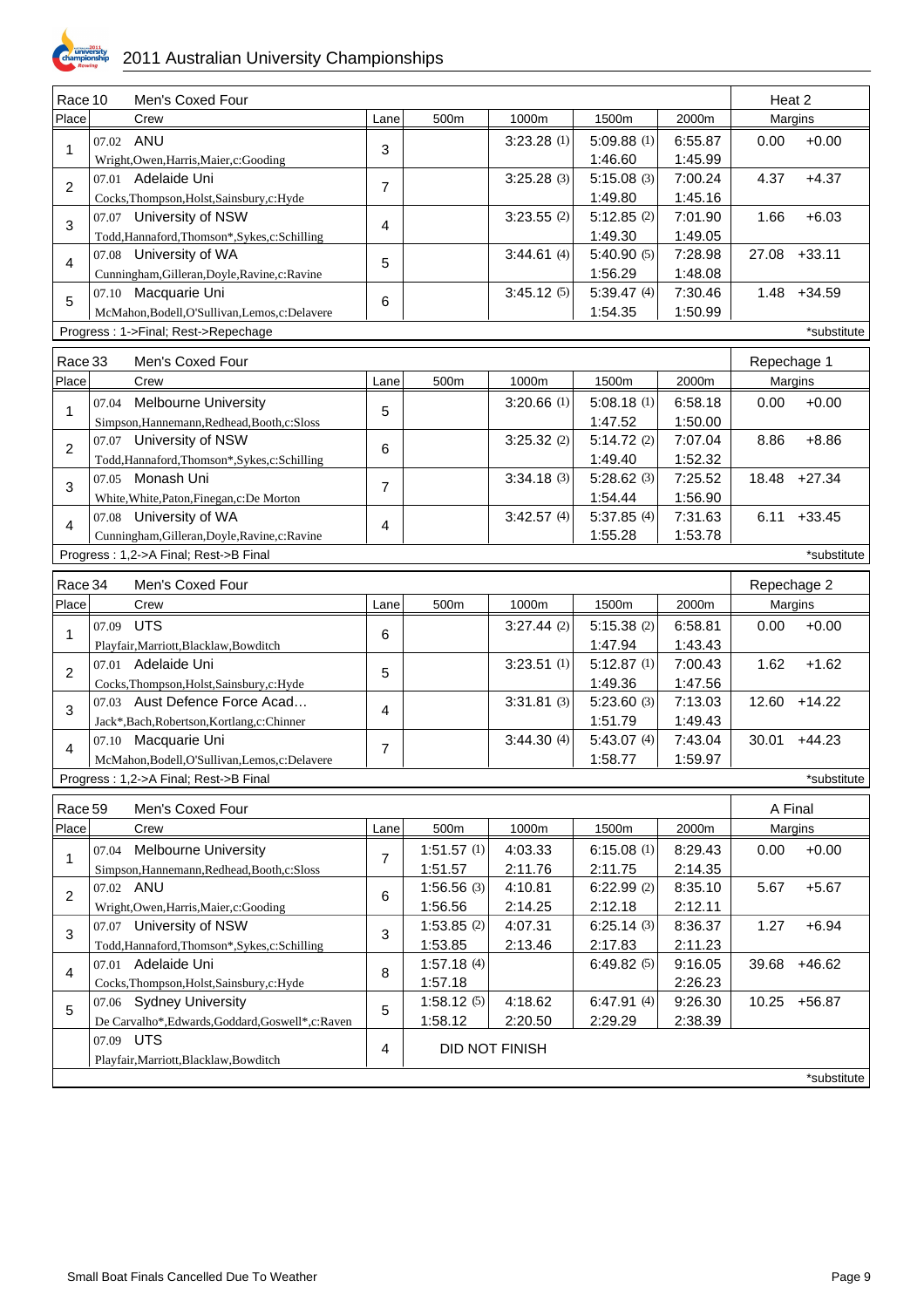## 2011 Australian University Championships

**Race 10 — Men's Coxed Four — Heat 2**

| Place | Crew | Lane | 500m | 1000m | 1500m | 2000m | Margins | |
|---|---|---|---|---|---|---|---|---|
| 1 | 07.02 ANU<br>Wright,Owen,Harris,Maier,c:Gooding | 3 | | 3:23.28 (1) | 5:09.88 (1)<br>1:46.60 | 6:55.87<br>1:45.99 | 0.00 | +0.00 |
| 2 | 07.01 Adelaide Uni<br>Cocks,Thompson,Holst,Sainsbury,c:Hyde | 7 | | 3:25.28 (3) | 5:15.08 (3)<br>1:49.80 | 7:00.24<br>1:45.16 | 4.37 | +4.37 |
| 3 | 07.07 University of NSW<br>Todd,Hannaford,Thomson*,Sykes,c:Schilling | 4 | | 3:23.55 (2) | 5:12.85 (2)<br>1:49.30 | 7:01.90<br>1:49.05 | 1.66 | +6.03 |
| 4 | 07.08 University of WA<br>Cunningham,Gilleran,Doyle,Ravine,c:Ravine | 5 | | 3:44.61 (4) | 5:40.90 (5)<br>1:56.29 | 7:28.98<br>1:48.08 | 27.08 | +33.11 |
| 5 | 07.10 Macquarie Uni<br>McMahon,Bodell,O'Sullivan,Lemos,c:Delavere | 6 | | 3:45.12 (5) | 5:39.47 (4)<br>1:54.35 | 7:30.46<br>1:50.99 | 1.48 | +34.59 |

Progress : 1->Final; Rest->Repechage — *substitute

**Race 33 — Men's Coxed Four — Repechage 1**

| Place | Crew | Lane | 500m | 1000m | 1500m | 2000m | Margins | |
|---|---|---|---|---|---|---|---|---|
| 1 | 07.04 Melbourne University<br>Simpson,Hannemann,Redhead,Booth,c:Sloss | 5 | | 3:20.66 (1) | 5:08.18 (1)<br>1:47.52 | 6:58.18<br>1:50.00 | 0.00 | +0.00 |
| 2 | 07.07 University of NSW<br>Todd,Hannaford,Thomson*,Sykes,c:Schilling | 6 | | 3:25.32 (2) | 5:14.72 (2)<br>1:49.40 | 7:07.04<br>1:52.32 | 8.86 | +8.86 |
| 3 | 07.05 Monash Uni<br>White,White,Paton,Finegan,c:De Morton | 7 | | 3:34.18 (3) | 5:28.62 (3)<br>1:54.44 | 7:25.52<br>1:56.90 | 18.48 | +27.34 |
| 4 | 07.08 University of WA<br>Cunningham,Gilleran,Doyle,Ravine,c:Ravine | 4 | | 3:42.57 (4) | 5:37.85 (4)<br>1:55.28 | 7:31.63<br>1:53.78 | 6.11 | +33.45 |

Progress : 1,2->A Final; Rest->B Final — *substitute

**Race 34 — Men's Coxed Four — Repechage 2**

| Place | Crew | Lane | 500m | 1000m | 1500m | 2000m | Margins | |
|---|---|---|---|---|---|---|---|---|
| 1 | 07.09 UTS<br>Playfair,Marriott,Blacklaw,Bowditch | 6 | | 3:27.44 (2) | 5:15.38 (2)<br>1:47.94 | 6:58.81<br>1:43.43 | 0.00 | +0.00 |
| 2 | 07.01 Adelaide Uni<br>Cocks,Thompson,Holst,Sainsbury,c:Hyde | 5 | | 3:23.51 (1) | 5:12.87 (1)<br>1:49.36 | 7:00.43<br>1:47.56 | 1.62 | +1.62 |
| 3 | 07.03 Aust Defence Force Acad…<br>Jack*,Bach,Robertson,Kortlang,c:Chinner | 4 | | 3:31.81 (3) | 5:23.60 (3)<br>1:51.79 | 7:13.03<br>1:49.43 | 12.60 | +14.22 |
| 4 | 07.10 Macquarie Uni<br>McMahon,Bodell,O'Sullivan,Lemos,c:Delavere | 7 | | 3:44.30 (4) | 5:43.07 (4)<br>1:58.77 | 7:43.04<br>1:59.97 | 30.01 | +44.23 |

Progress : 1,2->A Final; Rest->B Final — *substitute

**Race 59 — Men's Coxed Four — A Final**

| Place | Crew | Lane | 500m | 1000m | 1500m | 2000m | Margins | |
|---|---|---|---|---|---|---|---|---|
| 1 | 07.04 Melbourne University<br>Simpson,Hannemann,Redhead,Booth,c:Sloss | 7 | 1:51.57 (1)<br>1:51.57 | 4:03.33<br>2:11.76 | 6:15.08 (1)<br>2:11.75 | 8:29.43<br>2:14.35 | 0.00 | +0.00 |
| 2 | 07.02 ANU<br>Wright,Owen,Harris,Maier,c:Gooding | 6 | 1:56.56 (3)<br>1:56.56 | 4:10.81<br>2:14.25 | 6:22.99 (2)<br>2:12.18 | 8:35.10<br>2:12.11 | 5.67 | +5.67 |
| 3 | 07.07 University of NSW<br>Todd,Hannaford,Thomson*,Sykes,c:Schilling | 3 | 1:53.85 (2)<br>1:53.85 | 4:07.31<br>2:13.46 | 6:25.14 (3)<br>2:17.83 | 8:36.37<br>2:11.23 | 1.27 | +6.94 |
| 4 | 07.01 Adelaide Uni<br>Cocks,Thompson,Holst,Sainsbury,c:Hyde | 8 | 1:57.18 (4)<br>1:57.18 | | 6:49.82 (5) | 9:16.05<br>2:26.23 | 39.68 | +46.62 |
| 5 | 07.06 Sydney University<br>De Carvalho*,Edwards,Goddard,Goswell*,c:Raven | 5 | 1:58.12 (5)<br>1:58.12 | 4:18.62<br>2:20.50 | 6:47.91 (4)<br>2:29.29 | 9:26.30<br>2:38.39 | 10.25 | +56.87 |
| | 07.09 UTS<br>Playfair,Marriott,Blacklaw,Bowditch | 4 | DID NOT FINISH | | | | | |

*substitute

Small Boat Finals Cancelled Due To Weather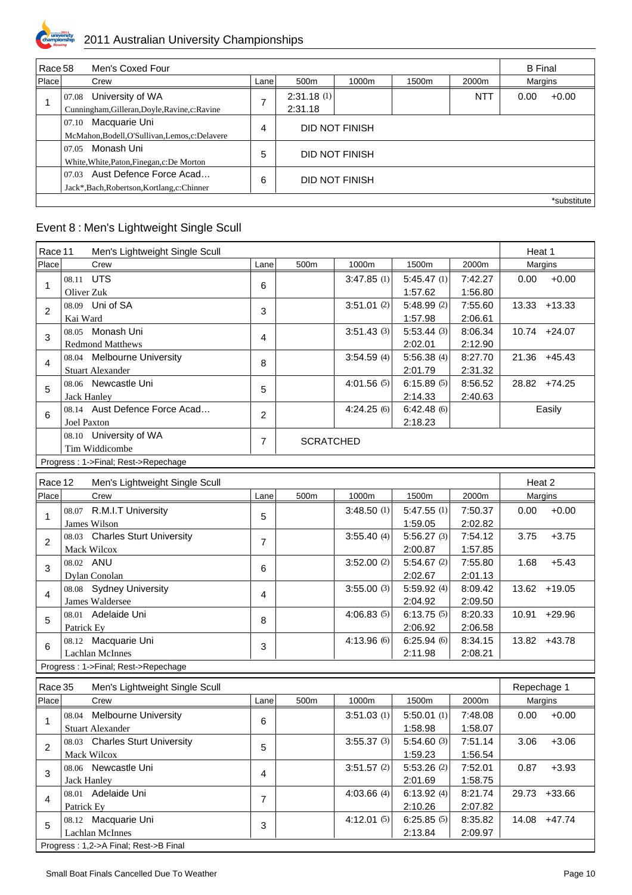## Race 58 Men's Coxed Four — B Final

| Place | Crew | Lane | 500m | 1000m | 1500m | 2000m | Margins | |
|---|---|---|---|---|---|---|---|---|
| 1 | 07.08 University of WA<br>Cunningham,Gilleran,Doyle,Ravine,c:Ravine | 7 | 2:31.18 (1)<br>2:31.18 | | | NTT | 0.00 | +0.00 |
| | 07.10 Macquarie Uni<br>McMahon,Bodell,O'Sullivan,Lemos,c:Delavere | 4 | DID NOT FINISH | | | | | |
| | 07.05 Monash Uni<br>White,White,Paton,Finegan,c:De Morton | 5 | DID NOT FINISH | | | | | |
| | 07.03 Aust Defence Force Acad…<br>Jack*,Bach,Robertson,Kortlang,c:Chinner | 6 | DID NOT FINISH | | | | | |

*substitute

# Event 8 : Men's Lightweight Single Scull

## Race 11 Men's Lightweight Single Scull — Heat 1

| Place | Crew | Lane | 500m | 1000m | 1500m | 2000m | Margins | |
|---|---|---|---|---|---|---|---|---|
| 1 | 08.11 UTS<br>Oliver Zuk | 6 | | 3:47.85 (1) | 5:45.47 (1)<br>1:57.62 | 7:42.27<br>1:56.80 | 0.00 | +0.00 |
| 2 | 08.09 Uni of SA<br>Kai Ward | 3 | | 3:51.01 (2) | 5:48.99 (2)<br>1:57.98 | 7:55.60<br>2:06.61 | 13.33 | +13.33 |
| 3 | 08.05 Monash Uni<br>Redmond Matthews | 4 | | 3:51.43 (3) | 5:53.44 (3)<br>2:02.01 | 8:06.34<br>2:12.90 | 10.74 | +24.07 |
| 4 | 08.04 Melbourne University<br>Stuart Alexander | 8 | | 3:54.59 (4) | 5:56.38 (4)<br>2:01.79 | 8:27.70<br>2:31.32 | 21.36 | +45.43 |
| 5 | 08.06 Newcastle Uni<br>Jack Hanley | 5 | | 4:01.56 (5) | 6:15.89 (5)<br>2:14.33 | 8:56.52<br>2:40.63 | 28.82 | +74.25 |
| 6 | 08.14 Aust Defence Force Acad…<br>Joel Paxton | 2 | | 4:24.25 (6) | 6:42.48 (6)<br>2:18.23 | | Easily | |
| | 08.10 University of WA<br>Tim Widdicombe | 7 | SCRATCHED | | | | | |

Progress : 1->Final; Rest->Repechage

## Race 12 Men's Lightweight Single Scull — Heat 2

| Place | Crew | Lane | 500m | 1000m | 1500m | 2000m | Margins | |
|---|---|---|---|---|---|---|---|---|
| 1 | 08.07 R.M.I.T University<br>James Wilson | 5 | | 3:48.50 (1) | 5:47.55 (1)<br>1:59.05 | 7:50.37<br>2:02.82 | 0.00 | +0.00 |
| 2 | 08.03 Charles Sturt University<br>Mack Wilcox | 7 | | 3:55.40 (4) | 5:56.27 (3)<br>2:00.87 | 7:54.12<br>1:57.85 | 3.75 | +3.75 |
| 3 | 08.02 ANU<br>Dylan Conolan | 6 | | 3:52.00 (2) | 5:54.67 (2)<br>2:02.67 | 7:55.80<br>2:01.13 | 1.68 | +5.43 |
| 4 | 08.08 Sydney University<br>James Waldersee | 4 | | 3:55.00 (3) | 5:59.92 (4)<br>2:04.92 | 8:09.42<br>2:09.50 | 13.62 | +19.05 |
| 5 | 08.01 Adelaide Uni<br>Patrick Ey | 8 | | 4:06.83 (5) | 6:13.75 (5)<br>2:06.92 | 8:20.33<br>2:06.58 | 10.91 | +29.96 |
| 6 | 08.12 Macquarie Uni<br>Lachlan McInnes | 3 | | 4:13.96 (6) | 6:25.94 (6)<br>2:11.98 | 8:34.15<br>2:08.21 | 13.82 | +43.78 |

Progress : 1->Final; Rest->Repechage

## Race 35 Men's Lightweight Single Scull — Repechage 1

| Place | Crew | Lane | 500m | 1000m | 1500m | 2000m | Margins | |
|---|---|---|---|---|---|---|---|---|
| 1 | 08.04 Melbourne University<br>Stuart Alexander | 6 | | 3:51.03 (1) | 5:50.01 (1)<br>1:58.98 | 7:48.08<br>1:58.07 | 0.00 | +0.00 |
| 2 | 08.03 Charles Sturt University<br>Mack Wilcox | 5 | | 3:55.37 (3) | 5:54.60 (3)<br>1:59.23 | 7:51.14<br>1:56.54 | 3.06 | +3.06 |
| 3 | 08.06 Newcastle Uni<br>Jack Hanley | 4 | | 3:51.57 (2) | 5:53.26 (2)<br>2:01.69 | 7:52.01<br>1:58.75 | 0.87 | +3.93 |
| 4 | 08.01 Adelaide Uni<br>Patrick Ey | 7 | | 4:03.66 (4) | 6:13.92 (4)<br>2:10.26 | 8:21.74<br>2:07.82 | 29.73 | +33.66 |
| 5 | 08.12 Macquarie Uni<br>Lachlan McInnes | 3 | | 4:12.01 (5) | 6:25.85 (5)<br>2:13.84 | 8:35.82<br>2:09.97 | 14.08 | +47.74 |

Progress : 1,2->A Final; Rest->B Final

Small Boat Finals Cancelled Due To Weather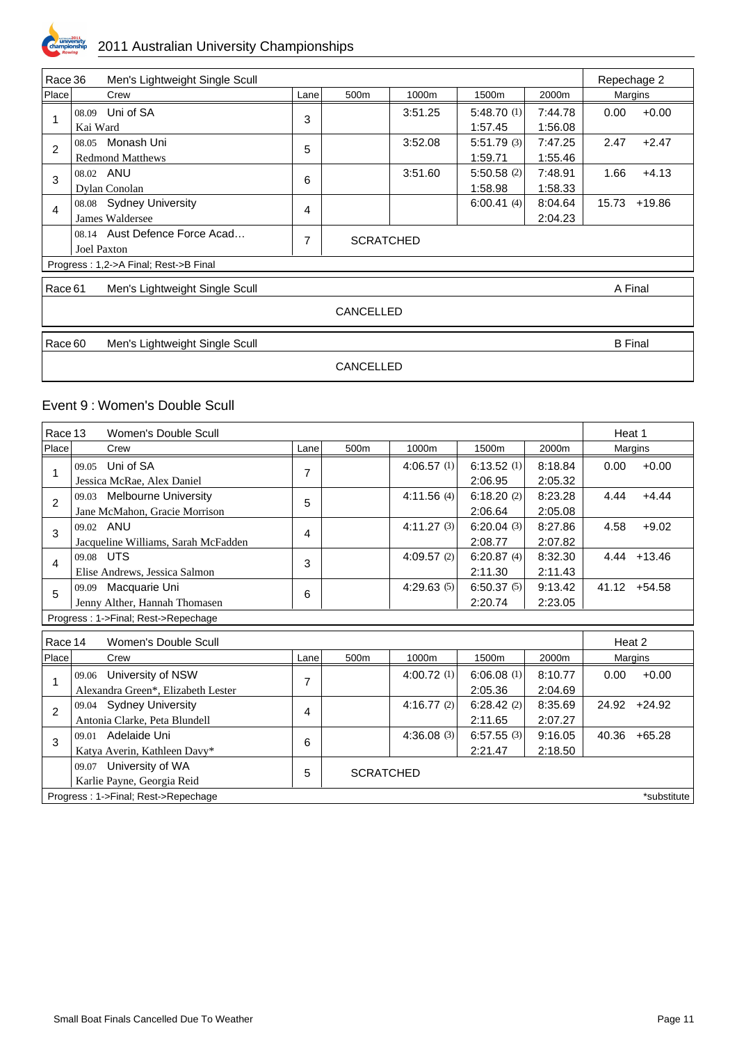| Race 36 | Men's Lightweight Single Scull | | | | | | Repechage 2 |
|---|---|---|---|---|---|---|---|
| Place | Crew | Lane | 500m | 1000m | 1500m | 2000m | Margins |
| 1 | 08.09 Uni of SA<br>Kai Ward | 3 | | 3:51.25 | 5:48.70 (1)<br>1:57.45 | 7:44.78<br>1:56.08 | 0.00 +0.00 |
| 2 | 08.05 Monash Uni<br>Redmond Matthews | 5 | | 3:52.08 | 5:51.79 (3)<br>1:59.71 | 7:47.25<br>1:55.46 | 2.47 +2.47 |
| 3 | 08.02 ANU<br>Dylan Conolan | 6 | | 3:51.60 | 5:50.58 (2)<br>1:58.98 | 7:48.91<br>1:58.33 | 1.66 +4.13 |
| 4 | 08.08 Sydney University<br>James Waldersee | 4 | | | 6:00.41 (4) | 8:04.64<br>2:04.23 | 15.73 +19.86 |
| | 08.14 Aust Defence Force Acad…<br>Joel Paxton | 7 | SCRATCHED | | | | |

Progress : 1,2->A Final; Rest->B Final

| Race 61 | Men's Lightweight Single Scull | A Final |
|---|---|---|

CANCELLED

| Race 60 | Men's Lightweight Single Scull | B Final |
|---|---|---|

CANCELLED

## Event 9 : Women's Double Scull

| Race 13 | Women's Double Scull | | | | | | Heat 1 |
|---|---|---|---|---|---|---|---|
| Place | Crew | Lane | 500m | 1000m | 1500m | 2000m | Margins |
| 1 | 09.05 Uni of SA<br>Jessica McRae, Alex Daniel | 7 | | 4:06.57 (1) | 6:13.52 (1)<br>2:06.95 | 8:18.84<br>2:05.32 | 0.00 +0.00 |
| 2 | 09.03 Melbourne University<br>Jane McMahon, Gracie Morrison | 5 | | 4:11.56 (4) | 6:18.20 (2)<br>2:06.64 | 8:23.28<br>2:05.08 | 4.44 +4.44 |
| 3 | 09.02 ANU<br>Jacqueline Williams, Sarah McFadden | 4 | | 4:11.27 (3) | 6:20.04 (3)<br>2:08.77 | 8:27.86<br>2:07.82 | 4.58 +9.02 |
| 4 | 09.08 UTS<br>Elise Andrews, Jessica Salmon | 3 | | 4:09.57 (2) | 6:20.87 (4)<br>2:11.30 | 8:32.30<br>2:11.43 | 4.44 +13.46 |
| 5 | 09.09 Macquarie Uni<br>Jenny Alther, Hannah Thomasen | 6 | | 4:29.63 (5) | 6:50.37 (5)<br>2:20.74 | 9:13.42<br>2:23.05 | 41.12 +54.58 |

Progress : 1->Final; Rest->Repechage

| Race 14 | Women's Double Scull | | | | | | Heat 2 |
|---|---|---|---|---|---|---|---|
| Place | Crew | Lane | 500m | 1000m | 1500m | 2000m | Margins |
| 1 | 09.06 University of NSW<br>Alexandra Green*, Elizabeth Lester | 7 | | 4:00.72 (1) | 6:06.08 (1)<br>2:05.36 | 8:10.77<br>2:04.69 | 0.00 +0.00 |
| 2 | 09.04 Sydney University<br>Antonia Clarke, Peta Blundell | 4 | | 4:16.77 (2) | 6:28.42 (2)<br>2:11.65 | 8:35.69<br>2:07.27 | 24.92 +24.92 |
| 3 | 09.01 Adelaide Uni<br>Katya Averin, Kathleen Davy* | 6 | | 4:36.08 (3) | 6:57.55 (3)<br>2:21.47 | 9:16.05<br>2:18.50 | 40.36 +65.28 |
| | 09.07 University of WA<br>Karlie Payne, Georgia Reid | 5 | SCRATCHED | | | | |

Progress : 1->Final; Rest->Repechage

*substitute

Small Boat Finals Cancelled Due To Weather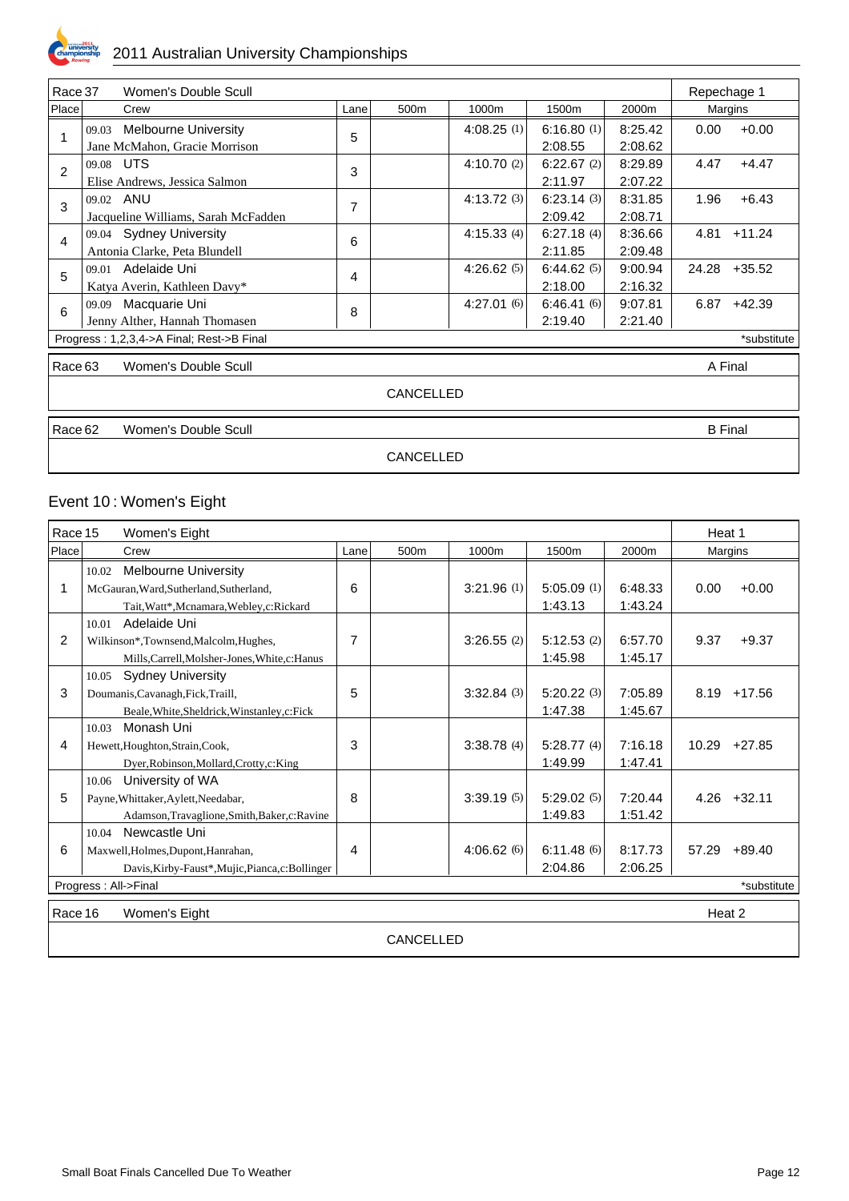| Race 37 | Women's Double Scull | | | | | | Repechage 1 | |
|---|---|---|---|---|---|---|---|---|
| Place | Crew | Lane | 500m | 1000m | 1500m | 2000m | Margins | |
| 1 | 09.03 Melbourne University<br>Jane McMahon, Gracie Morrison | 5 | | 4:08.25 (1) | 6:16.80 (1)<br>2:08.55 | 8:25.42<br>2:08.62 | 0.00 | +0.00 |
| 2 | 09.08 UTS<br>Elise Andrews, Jessica Salmon | 3 | | 4:10.70 (2) | 6:22.67 (2)<br>2:11.97 | 8:29.89<br>2:07.22 | 4.47 | +4.47 |
| 3 | 09.02 ANU<br>Jacqueline Williams, Sarah McFadden | 7 | | 4:13.72 (3) | 6:23.14 (3)<br>2:09.42 | 8:31.85<br>2:08.71 | 1.96 | +6.43 |
| 4 | 09.04 Sydney University<br>Antonia Clarke, Peta Blundell | 6 | | 4:15.33 (4) | 6:27.18 (4)<br>2:11.85 | 8:36.66<br>2:09.48 | 4.81 | +11.24 |
| 5 | 09.01 Adelaide Uni<br>Katya Averin, Kathleen Davy* | 4 | | 4:26.62 (5) | 6:44.62 (5)<br>2:18.00 | 9:00.94<br>2:16.32 | 24.28 | +35.52 |
| 6 | 09.09 Macquarie Uni<br>Jenny Alther, Hannah Thomasen | 8 | | 4:27.01 (6) | 6:46.41 (6)<br>2:19.40 | 9:07.81<br>2:21.40 | 6.87 | +42.39 |
| Progress : 1,2,3,4->A Final; Rest->B Final | | | | | | | | *substitute |

| Race 63 | Women's Double Scull | A Final |
|---|---|---|
| | CANCELLED | |

| Race 62 | Women's Double Scull | B Final |
|---|---|---|
| | CANCELLED | |

## Event 10 : Women's Eight

| Race 15 | Women's Eight | | | | | | Heat 1 | |
|---|---|---|---|---|---|---|---|---|
| Place | Crew | Lane | 500m | 1000m | 1500m | 2000m | Margins | |
| 1 | 10.02 Melbourne University<br>McGauran,Ward,Sutherland,Sutherland,<br>Tait,Watt*,Mcnamara,Webley,c:Rickard | 6 | | 3:21.96 (1) | 5:05.09 (1)<br>1:43.13 | 6:48.33<br>1:43.24 | 0.00 | +0.00 |
| 2 | 10.01 Adelaide Uni<br>Wilkinson*,Townsend,Malcolm,Hughes,<br>Mills,Carrell,Molsher-Jones,White,c:Hanus | 7 | | 3:26.55 (2) | 5:12.53 (2)<br>1:45.98 | 6:57.70<br>1:45.17 | 9.37 | +9.37 |
| 3 | 10.05 Sydney University<br>Doumanis,Cavanagh,Fick,Traill,<br>Beale,White,Sheldrick,Winstanley,c:Fick | 5 | | 3:32.84 (3) | 5:20.22 (3)<br>1:47.38 | 7:05.89<br>1:45.67 | 8.19 | +17.56 |
| 4 | 10.03 Monash Uni<br>Hewett,Houghton,Strain,Cook,<br>Dyer,Robinson,Mollard,Crotty,c:King | 3 | | 3:38.78 (4) | 5:28.77 (4)<br>1:49.99 | 7:16.18<br>1:47.41 | 10.29 | +27.85 |
| 5 | 10.06 University of WA<br>Payne,Whittaker,Aylett,Needabar,<br>Adamson,Travaglione,Smith,Baker,c:Ravine | 8 | | 3:39.19 (5) | 5:29.02 (5)<br>1:49.83 | 7:20.44<br>1:51.42 | 4.26 | +32.11 |
| 6 | 10.04 Newcastle Uni<br>Maxwell,Holmes,Dupont,Hanrahan,<br>Davis,Kirby-Faust*,Mujic,Pianca,c:Bollinger | 4 | | 4:06.62 (6) | 6:11.48 (6)<br>2:04.86 | 8:17.73<br>2:06.25 | 57.29 | +89.40 |
| Progress : All->Final | | | | | | | | *substitute |

| Race 16 | Women's Eight | Heat 2 |
|---|---|---|
| | CANCELLED | |

Small Boat Finals Cancelled Due To Weather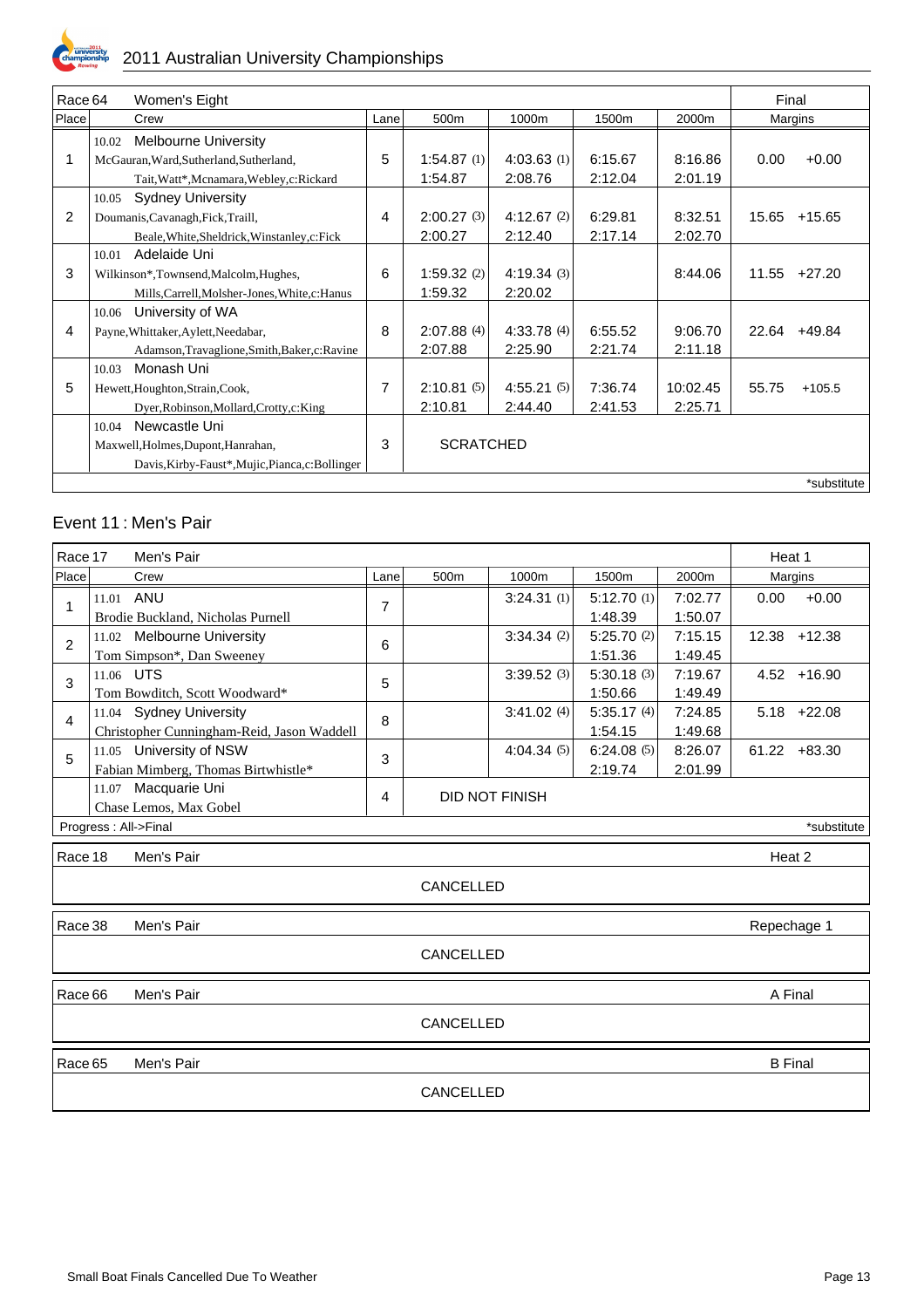| Race 64 | Women's Eight | | | | | | Final | |
|---|---|---|---|---|---|---|---|---|
| Place | Crew | Lane | 500m | 1000m | 1500m | 2000m | Margins | |
| 1 | 10.02 Melbourne University<br>McGauran,Ward,Sutherland,Sutherland,<br>Tait,Watt*,Mcnamara,Webley,c:Rickard | 5 | 1:54.87 (1)<br>1:54.87 | 4:03.63 (1)<br>2:08.76 | 6:15.67<br>2:12.04 | 8:16.86<br>2:01.19 | 0.00 | +0.00 |
| 2 | 10.05 Sydney University<br>Doumanis,Cavanagh,Fick,Traill,<br>Beale,White,Sheldrick,Winstanley,c:Fick | 4 | 2:00.27 (3)<br>2:00.27 | 4:12.67 (2)<br>2:12.40 | 6:29.81<br>2:17.14 | 8:32.51<br>2:02.70 | 15.65 | +15.65 |
| 3 | 10.01 Adelaide Uni<br>Wilkinson*,Townsend,Malcolm,Hughes,<br>Mills,Carrell,Molsher-Jones,White,c:Hanus | 6 | 1:59.32 (2)<br>1:59.32 | 4:19.34 (3)<br>2:20.02 | | 8:44.06 | 11.55 | +27.20 |
| 4 | 10.06 University of WA<br>Payne,Whittaker,Aylett,Needabar,<br>Adamson,Travaglione,Smith,Baker,c:Ravine | 8 | 2:07.88 (4)<br>2:07.88 | 4:33.78 (4)<br>2:25.90 | 6:55.52<br>2:21.74 | 9:06.70<br>2:11.18 | 22.64 | +49.84 |
| 5 | 10.03 Monash Uni<br>Hewett,Houghton,Strain,Cook,<br>Dyer,Robinson,Mollard,Crotty,c:King | 7 | 2:10.81 (5)<br>2:10.81 | 4:55.21 (5)<br>2:44.40 | 7:36.74<br>2:41.53 | 10:02.45<br>2:25.71 | 55.75 | +105.5 |
| | 10.04 Newcastle Uni<br>Maxwell,Holmes,Dupont,Hanrahan,<br>Davis,Kirby-Faust*,Mujic,Pianca,c:Bollinger | 3 | SCRATCHED | | | | | |
| | | | | | | | | *substitute |

## Event 11 : Men's Pair

| Race 17 | Men's Pair | | | | | | Heat 1 | |
|---|---|---|---|---|---|---|---|---|
| Place | Crew | Lane | 500m | 1000m | 1500m | 2000m | Margins | |
| 1 | 11.01 ANU<br>Brodie Buckland, Nicholas Purnell | 7 | | 3:24.31 (1) | 5:12.70 (1)<br>1:48.39 | 7:02.77<br>1:50.07 | 0.00 | +0.00 |
| 2 | 11.02 Melbourne University<br>Tom Simpson*, Dan Sweeney | 6 | | 3:34.34 (2) | 5:25.70 (2)<br>1:51.36 | 7:15.15<br>1:49.45 | 12.38 | +12.38 |
| 3 | 11.06 UTS<br>Tom Bowditch, Scott Woodward* | 5 | | 3:39.52 (3) | 5:30.18 (3)<br>1:50.66 | 7:19.67<br>1:49.49 | 4.52 | +16.90 |
| 4 | 11.04 Sydney University<br>Christopher Cunningham-Reid, Jason Waddell | 8 | | 3:41.02 (4) | 5:35.17 (4)<br>1:54.15 | 7:24.85<br>1:49.68 | 5.18 | +22.08 |
| 5 | 11.05 University of NSW<br>Fabian Mimberg, Thomas Birtwhistle* | 3 | | 4:04.34 (5) | 6:24.08 (5)<br>2:19.74 | 8:26.07<br>2:01.99 | 61.22 | +83.30 |
| | 11.07 Macquarie Uni<br>Chase Lemos, Max Gobel | 4 | DID NOT FINISH | | | | | |
| Progress : All->Final | | | | | | | | *substitute |

| Race 18 | Men's Pair | Heat 2 |
|---|---|---|
| | CANCELLED | |

| Race 38 | Men's Pair | Repechage 1 |
|---|---|---|
| | CANCELLED | |

| Race 66 | Men's Pair | A Final |
|---|---|---|
| | CANCELLED | |

| Race 65 | Men's Pair | B Final |
|---|---|---|
| | CANCELLED | |

Small Boat Finals Cancelled Due To Weather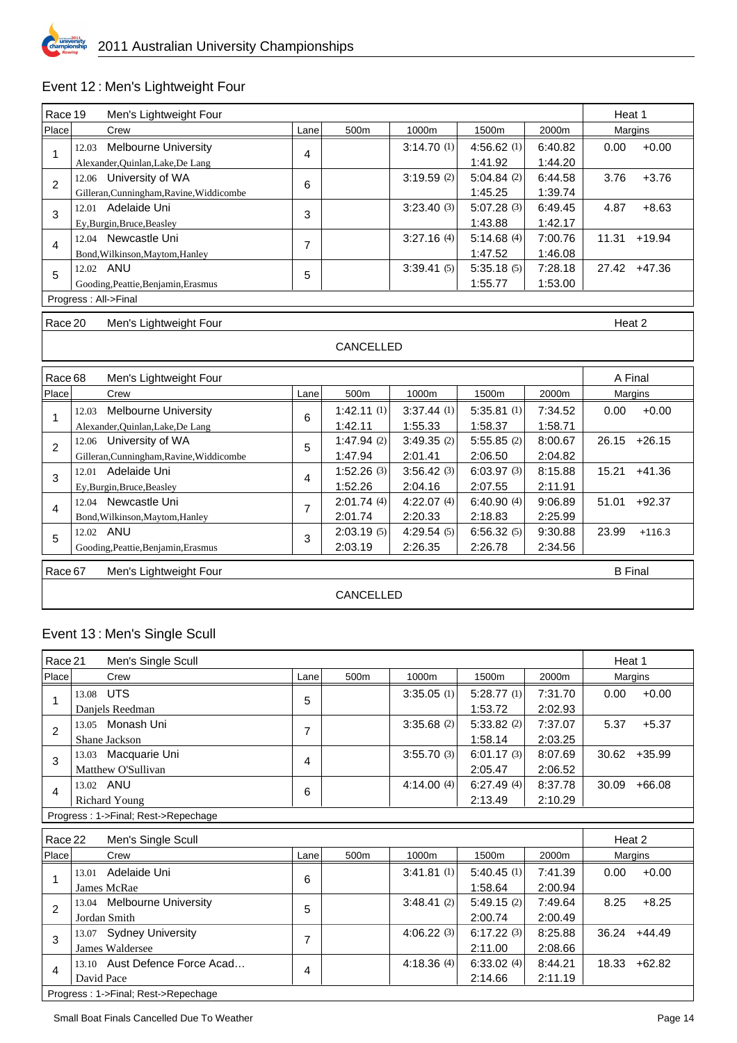## Event 12 : Men's Lightweight Four

**Race 19 — Men's Lightweight Four — Heat 1**

| Place | Crew | Lane | 500m | 1000m | 1500m | 2000m | Margins | |
|---|---|---|---|---|---|---|---|---|
| 1 | 12.03 Melbourne University<br>Alexander,Quinlan,Lake,De Lang | 4 | | 3:14.70 (1) | 4:56.62 (1)<br>1:41.92 | 6:40.82<br>1:44.20 | 0.00 | +0.00 |
| 2 | 12.06 University of WA<br>Gilleran,Cunningham,Ravine,Widdicombe | 6 | | 3:19.59 (2) | 5:04.84 (2)<br>1:45.25 | 6:44.58<br>1:39.74 | 3.76 | +3.76 |
| 3 | 12.01 Adelaide Uni<br>Ey,Burgin,Bruce,Beasley | 3 | | 3:23.40 (3) | 5:07.28 (3)<br>1:43.88 | 6:49.45<br>1:42.17 | 4.87 | +8.63 |
| 4 | 12.04 Newcastle Uni<br>Bond,Wilkinson,Maytom,Hanley | 7 | | 3:27.16 (4) | 5:14.68 (4)<br>1:47.52 | 7:00.76<br>1:46.08 | 11.31 | +19.94 |
| 5 | 12.02 ANU<br>Gooding,Peattie,Benjamin,Erasmus | 5 | | 3:39.41 (5) | 5:35.18 (5)<br>1:55.77 | 7:28.18<br>1:53.00 | 27.42 | +47.36 |

Progress : All->Final

**Race 20 — Men's Lightweight Four — Heat 2**

CANCELLED

**Race 68 — Men's Lightweight Four — A Final**

| Place | Crew | Lane | 500m | 1000m | 1500m | 2000m | Margins | |
|---|---|---|---|---|---|---|---|---|
| 1 | 12.03 Melbourne University<br>Alexander,Quinlan,Lake,De Lang | 6 | 1:42.11 (1)<br>1:42.11 | 3:37.44 (1)<br>1:55.33 | 5:35.81 (1)<br>1:58.37 | 7:34.52<br>1:58.71 | 0.00 | +0.00 |
| 2 | 12.06 University of WA<br>Gilleran,Cunningham,Ravine,Widdicombe | 5 | 1:47.94 (2)<br>1:47.94 | 3:49.35 (2)<br>2:01.41 | 5:55.85 (2)<br>2:06.50 | 8:00.67<br>2:04.82 | 26.15 | +26.15 |
| 3 | 12.01 Adelaide Uni<br>Ey,Burgin,Bruce,Beasley | 4 | 1:52.26 (3)<br>1:52.26 | 3:56.42 (3)<br>2:04.16 | 6:03.97 (3)<br>2:07.55 | 8:15.88<br>2:11.91 | 15.21 | +41.36 |
| 4 | 12.04 Newcastle Uni<br>Bond,Wilkinson,Maytom,Hanley | 7 | 2:01.74 (4)<br>2:01.74 | 4:22.07 (4)<br>2:20.33 | 6:40.90 (4)<br>2:18.83 | 9:06.89<br>2:25.99 | 51.01 | +92.37 |
| 5 | 12.02 ANU<br>Gooding,Peattie,Benjamin,Erasmus | 3 | 2:03.19 (5)<br>2:03.19 | 4:29.54 (5)<br>2:26.35 | 6:56.32 (5)<br>2:26.78 | 9:30.88<br>2:34.56 | 23.99 | +116.3 |

**Race 67 — Men's Lightweight Four — B Final**

CANCELLED

## Event 13 : Men's Single Scull

**Race 21 — Men's Single Scull — Heat 1**

| Place | Crew | Lane | 500m | 1000m | 1500m | 2000m | Margins | |
|---|---|---|---|---|---|---|---|---|
| 1 | 13.08 UTS<br>Danjels Reedman | 5 | | 3:35.05 (1) | 5:28.77 (1)<br>1:53.72 | 7:31.70<br>2:02.93 | 0.00 | +0.00 |
| 2 | 13.05 Monash Uni<br>Shane Jackson | 7 | | 3:35.68 (2) | 5:33.82 (2)<br>1:58.14 | 7:37.07<br>2:03.25 | 5.37 | +5.37 |
| 3 | 13.03 Macquarie Uni<br>Matthew O'Sullivan | 4 | | 3:55.70 (3) | 6:01.17 (3)<br>2:05.47 | 8:07.69<br>2:06.52 | 30.62 | +35.99 |
| 4 | 13.02 ANU<br>Richard Young | 6 | | 4:14.00 (4) | 6:27.49 (4)<br>2:13.49 | 8:37.78<br>2:10.29 | 30.09 | +66.08 |

Progress : 1->Final; Rest->Repechage

**Race 22 — Men's Single Scull — Heat 2**

| Place | Crew | Lane | 500m | 1000m | 1500m | 2000m | Margins | |
|---|---|---|---|---|---|---|---|---|
| 1 | 13.01 Adelaide Uni<br>James McRae | 6 | | 3:41.81 (1) | 5:40.45 (1)<br>1:58.64 | 7:41.39<br>2:00.94 | 0.00 | +0.00 |
| 2 | 13.04 Melbourne University<br>Jordan Smith | 5 | | 3:48.41 (2) | 5:49.15 (2)<br>2:00.74 | 7:49.64<br>2:00.49 | 8.25 | +8.25 |
| 3 | 13.07 Sydney University<br>James Waldersee | 7 | | 4:06.22 (3) | 6:17.22 (3)<br>2:11.00 | 8:25.88<br>2:08.66 | 36.24 | +44.49 |
| 4 | 13.10 Aust Defence Force Acad…<br>David Pace | 4 | | 4:18.36 (4) | 6:33.02 (4)<br>2:14.66 | 8:44.21<br>2:11.19 | 18.33 | +62.82 |

Progress : 1->Final; Rest->Repechage

Small Boat Finals Cancelled Due To Weather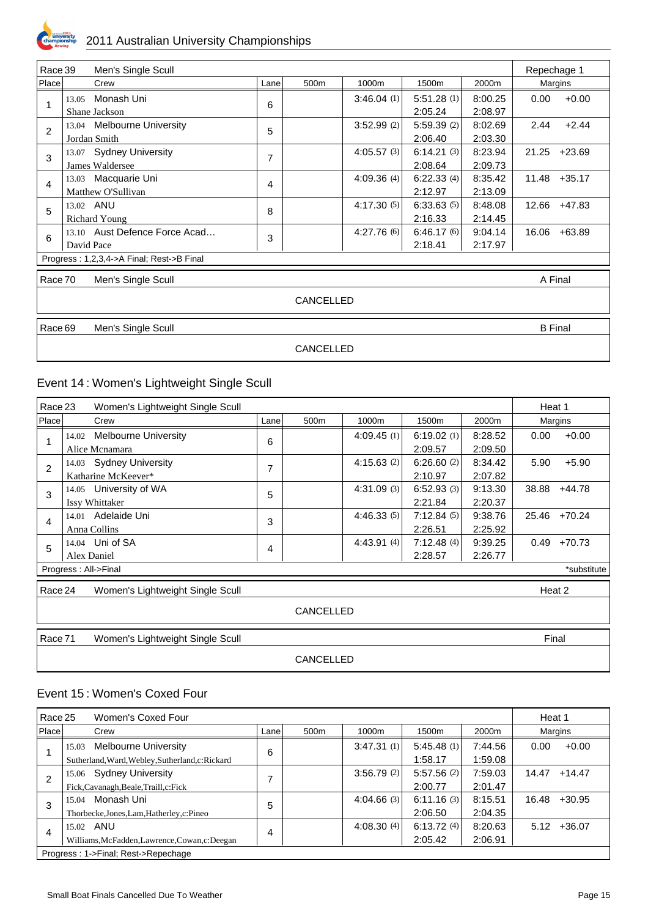| Race 39 | Men's Single Scull | | | | | | Repechage 1 |
|---|---|---|---|---|---|---|---|
| Place | Crew | Lane | 500m | 1000m | 1500m | 2000m | Margins |
| 1 | 13.05 Monash Uni<br>Shane Jackson | 6 | | 3:46.04 (1) | 5:51.28 (1)<br>2:05.24 | 8:00.25<br>2:08.97 | 0.00 +0.00 |
| 2 | 13.04 Melbourne University<br>Jordan Smith | 5 | | 3:52.99 (2) | 5:59.39 (2)<br>2:06.40 | 8:02.69<br>2:03.30 | 2.44 +2.44 |
| 3 | 13.07 Sydney University<br>James Waldersee | 7 | | 4:05.57 (3) | 6:14.21 (3)<br>2:08.64 | 8:23.94<br>2:09.73 | 21.25 +23.69 |
| 4 | 13.03 Macquarie Uni<br>Matthew O'Sullivan | 4 | | 4:09.36 (4) | 6:22.33 (4)<br>2:12.97 | 8:35.42<br>2:13.09 | 11.48 +35.17 |
| 5 | 13.02 ANU<br>Richard Young | 8 | | 4:17.30 (5) | 6:33.63 (5)<br>2:16.33 | 8:48.08<br>2:14.45 | 12.66 +47.83 |
| 6 | 13.10 Aust Defence Force Acad…<br>David Pace | 3 | | 4:27.76 (6) | 6:46.17 (6)<br>2:18.41 | 9:04.14<br>2:17.97 | 16.06 +63.89 |

Progress : 1,2,3,4->A Final; Rest->B Final

Race 70 Men's Single Scull — A Final

CANCELLED

Race 69 Men's Single Scull — B Final

CANCELLED

## Event 14 : Women's Lightweight Single Scull

| Race 23 | Women's Lightweight Single Scull | | | | | | Heat 1 |
|---|---|---|---|---|---|---|---|
| Place | Crew | Lane | 500m | 1000m | 1500m | 2000m | Margins |
| 1 | 14.02 Melbourne University<br>Alice Mcnamara | 6 | | 4:09.45 (1) | 6:19.02 (1)<br>2:09.57 | 8:28.52<br>2:09.50 | 0.00 +0.00 |
| 2 | 14.03 Sydney University<br>Katharine McKeever* | 7 | | 4:15.63 (2) | 6:26.60 (2)<br>2:10.97 | 8:34.42<br>2:07.82 | 5.90 +5.90 |
| 3 | 14.05 University of WA<br>Issy Whittaker | 5 | | 4:31.09 (3) | 6:52.93 (3)<br>2:21.84 | 9:13.30<br>2:20.37 | 38.88 +44.78 |
| 4 | 14.01 Adelaide Uni<br>Anna Collins | 3 | | 4:46.33 (5) | 7:12.84 (5)<br>2:26.51 | 9:38.76<br>2:25.92 | 25.46 +70.24 |
| 5 | 14.04 Uni of SA<br>Alex Daniel | 4 | | 4:43.91 (4) | 7:12.48 (4)<br>2:28.57 | 9:39.25<br>2:26.77 | 0.49 +70.73 |

Progress : All->Final — *substitute

Race 24 Women's Lightweight Single Scull — Heat 2

CANCELLED

Race 71 Women's Lightweight Single Scull — Final

CANCELLED

## Event 15 : Women's Coxed Four

| Race 25 | Women's Coxed Four | | | | | | Heat 1 |
|---|---|---|---|---|---|---|---|
| Place | Crew | Lane | 500m | 1000m | 1500m | 2000m | Margins |
| 1 | 15.03 Melbourne University<br>Sutherland,Ward,Webley,Sutherland,c:Rickard | 6 | | 3:47.31 (1) | 5:45.48 (1)<br>1:58.17 | 7:44.56<br>1:59.08 | 0.00 +0.00 |
| 2 | 15.06 Sydney University<br>Fick,Cavanagh,Beale,Traill,c:Fick | 7 | | 3:56.79 (2) | 5:57.56 (2)<br>2:00.77 | 7:59.03<br>2:01.47 | 14.47 +14.47 |
| 3 | 15.04 Monash Uni<br>Thorbecke,Jones,Lam,Hatherley,c:Pineo | 5 | | 4:04.66 (3) | 6:11.16 (3)<br>2:06.50 | 8:15.51<br>2:04.35 | 16.48 +30.95 |
| 4 | 15.02 ANU<br>Williams,McFadden,Lawrence,Cowan,c:Deegan | 4 | | 4:08.30 (4) | 6:13.72 (4)<br>2:05.42 | 8:20.63<br>2:06.91 | 5.12 +36.07 |

Progress : 1->Final; Rest->Repechage

Small Boat Finals Cancelled Due To Weather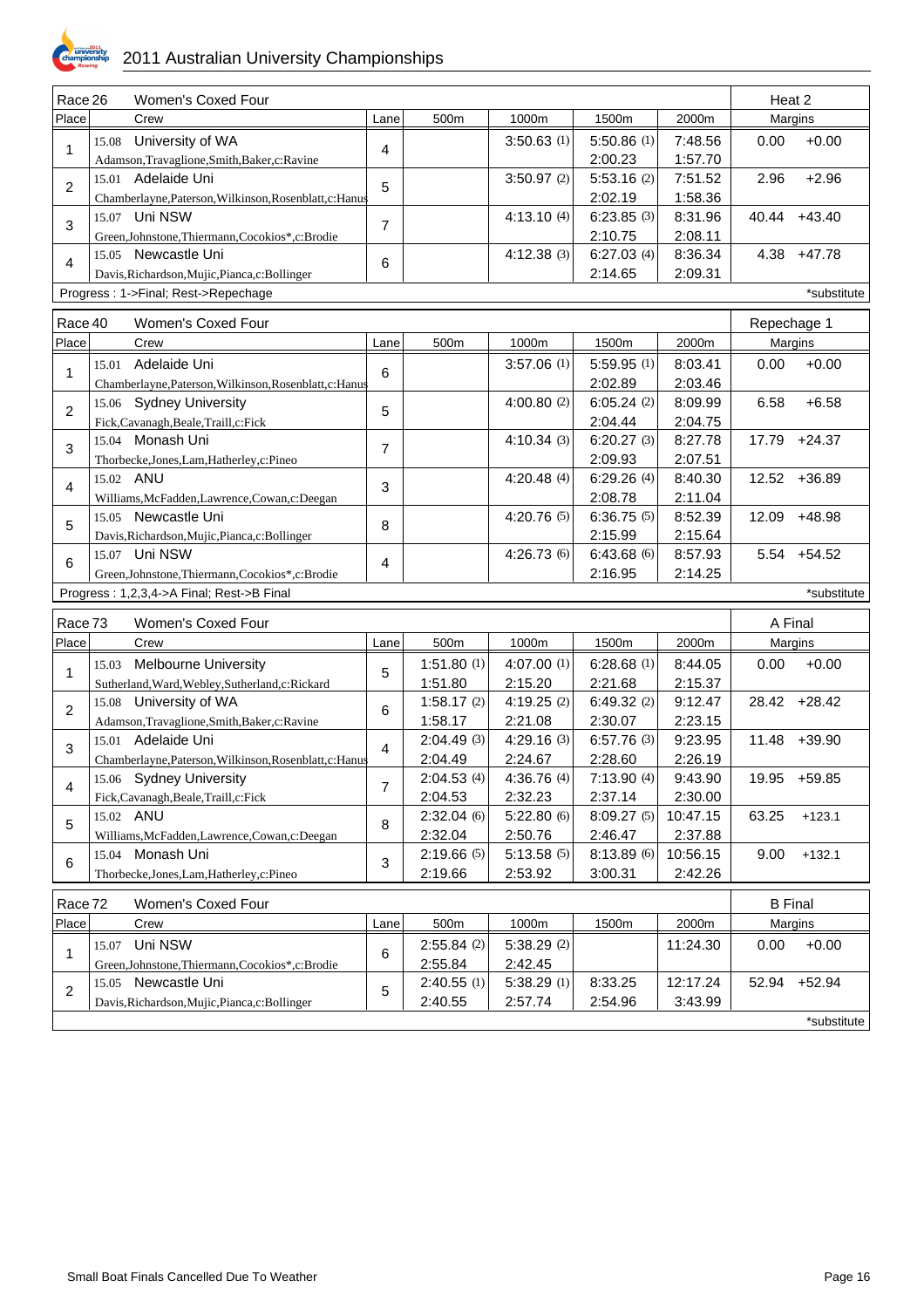## 2011 Australian University Championships

| Race 26 | Women's Coxed Four | | | | | | Heat 2 | |
|---|---|---|---|---|---|---|---|---|
| Place | Crew | Lane | 500m | 1000m | 1500m | 2000m | Margins | |
| 1 | 15.08 University of WA<br>Adamson,Travaglione,Smith,Baker,c:Ravine | 4 | | 3:50.63 (1) | 5:50.86 (1)<br>2:00.23 | 7:48.56<br>1:57.70 | 0.00 | +0.00 |
| 2 | 15.01 Adelaide Uni<br>Chamberlayne,Paterson,Wilkinson,Rosenblatt,c:Hanus | 5 | | 3:50.97 (2) | 5:53.16 (2)<br>2:02.19 | 7:51.52<br>1:58.36 | 2.96 | +2.96 |
| 3 | 15.07 Uni NSW<br>Green,Johnstone,Thiermann,Cocokios*,c:Brodie | 7 | | 4:13.10 (4) | 6:23.85 (3)<br>2:10.75 | 8:31.96<br>2:08.11 | 40.44 | +43.40 |
| 4 | 15.05 Newcastle Uni<br>Davis,Richardson,Mujic,Pianca,c:Bollinger | 6 | | 4:12.38 (3) | 6:27.03 (4)<br>2:14.65 | 8:36.34<br>2:09.31 | 4.38 | +47.78 |

Progress : 1->Final; Rest->Repechage *substitute

| Race 40 | Women's Coxed Four | | | | | | Repechage 1 | |
|---|---|---|---|---|---|---|---|---|
| Place | Crew | Lane | 500m | 1000m | 1500m | 2000m | Margins | |
| 1 | 15.01 Adelaide Uni<br>Chamberlayne,Paterson,Wilkinson,Rosenblatt,c:Hanus | 6 | | 3:57.06 (1) | 5:59.95 (1)<br>2:02.89 | 8:03.41<br>2:03.46 | 0.00 | +0.00 |
| 2 | 15.06 Sydney University<br>Fick,Cavanagh,Beale,Traill,c:Fick | 5 | | 4:00.80 (2) | 6:05.24 (2)<br>2:04.44 | 8:09.99<br>2:04.75 | 6.58 | +6.58 |
| 3 | 15.04 Monash Uni<br>Thorbecke,Jones,Lam,Hatherley,c:Pineo | 7 | | 4:10.34 (3) | 6:20.27 (3)<br>2:09.93 | 8:27.78<br>2:07.51 | 17.79 | +24.37 |
| 4 | 15.02 ANU<br>Williams,McFadden,Lawrence,Cowan,c:Deegan | 3 | | 4:20.48 (4) | 6:29.26 (4)<br>2:08.78 | 8:40.30<br>2:11.04 | 12.52 | +36.89 |
| 5 | 15.05 Newcastle Uni<br>Davis,Richardson,Mujic,Pianca,c:Bollinger | 8 | | 4:20.76 (5) | 6:36.75 (5)<br>2:15.99 | 8:52.39<br>2:15.64 | 12.09 | +48.98 |
| 6 | 15.07 Uni NSW<br>Green,Johnstone,Thiermann,Cocokios*,c:Brodie | 4 | | 4:26.73 (6) | 6:43.68 (6)<br>2:16.95 | 8:57.93<br>2:14.25 | 5.54 | +54.52 |

Progress : 1,2,3,4->A Final; Rest->B Final *substitute

| Race 73 | Women's Coxed Four | | | | | | A Final | |
|---|---|---|---|---|---|---|---|---|
| Place | Crew | Lane | 500m | 1000m | 1500m | 2000m | Margins | |
| 1 | 15.03 Melbourne University<br>Sutherland,Ward,Webley,Sutherland,c:Rickard | 5 | 1:51.80 (1)<br>1:51.80 | 4:07.00 (1)<br>2:15.20 | 6:28.68 (1)<br>2:21.68 | 8:44.05<br>2:15.37 | 0.00 | +0.00 |
| 2 | 15.08 University of WA<br>Adamson,Travaglione,Smith,Baker,c:Ravine | 6 | 1:58.17 (2)<br>1:58.17 | 4:19.25 (2)<br>2:21.08 | 6:49.32 (2)<br>2:30.07 | 9:12.47<br>2:23.15 | 28.42 | +28.42 |
| 3 | 15.01 Adelaide Uni<br>Chamberlayne,Paterson,Wilkinson,Rosenblatt,c:Hanus | 4 | 2:04.49 (3)<br>2:04.49 | 4:29.16 (3)<br>2:24.67 | 6:57.76 (3)<br>2:28.60 | 9:23.95<br>2:26.19 | 11.48 | +39.90 |
| 4 | 15.06 Sydney University<br>Fick,Cavanagh,Beale,Traill,c:Fick | 7 | 2:04.53 (4)<br>2:04.53 | 4:36.76 (4)<br>2:32.23 | 7:13.90 (4)<br>2:37.14 | 9:43.90<br>2:30.00 | 19.95 | +59.85 |
| 5 | 15.02 ANU<br>Williams,McFadden,Lawrence,Cowan,c:Deegan | 8 | 2:32.04 (6)<br>2:32.04 | 5:22.80 (6)<br>2:50.76 | 8:09.27 (5)<br>2:46.47 | 10:47.15<br>2:37.88 | 63.25 | +123.1 |
| 6 | 15.04 Monash Uni<br>Thorbecke,Jones,Lam,Hatherley,c:Pineo | 3 | 2:19.66 (5)<br>2:19.66 | 5:13.58 (5)<br>2:53.92 | 8:13.89 (6)<br>3:00.31 | 10:56.15<br>2:42.26 | 9.00 | +132.1 |

| Race 72 | Women's Coxed Four | | | | | | B Final | |
|---|---|---|---|---|---|---|---|---|
| Place | Crew | Lane | 500m | 1000m | 1500m | 2000m | Margins | |
| 1 | 15.07 Uni NSW<br>Green,Johnstone,Thiermann,Cocokios*,c:Brodie | 6 | 2:55.84 (2)<br>2:55.84 | 5:38.29 (2)<br>2:42.45 | | 11:24.30 | 0.00 | +0.00 |
| 2 | 15.05 Newcastle Uni<br>Davis,Richardson,Mujic,Pianca,c:Bollinger | 5 | 2:40.55 (1)<br>2:40.55 | 5:38.29 (1)<br>2:57.74 | 8:33.25<br>2:54.96 | 12:17.24<br>3:43.99 | 52.94 | +52.94 |

*substitute

Small Boat Finals Cancelled Due To Weather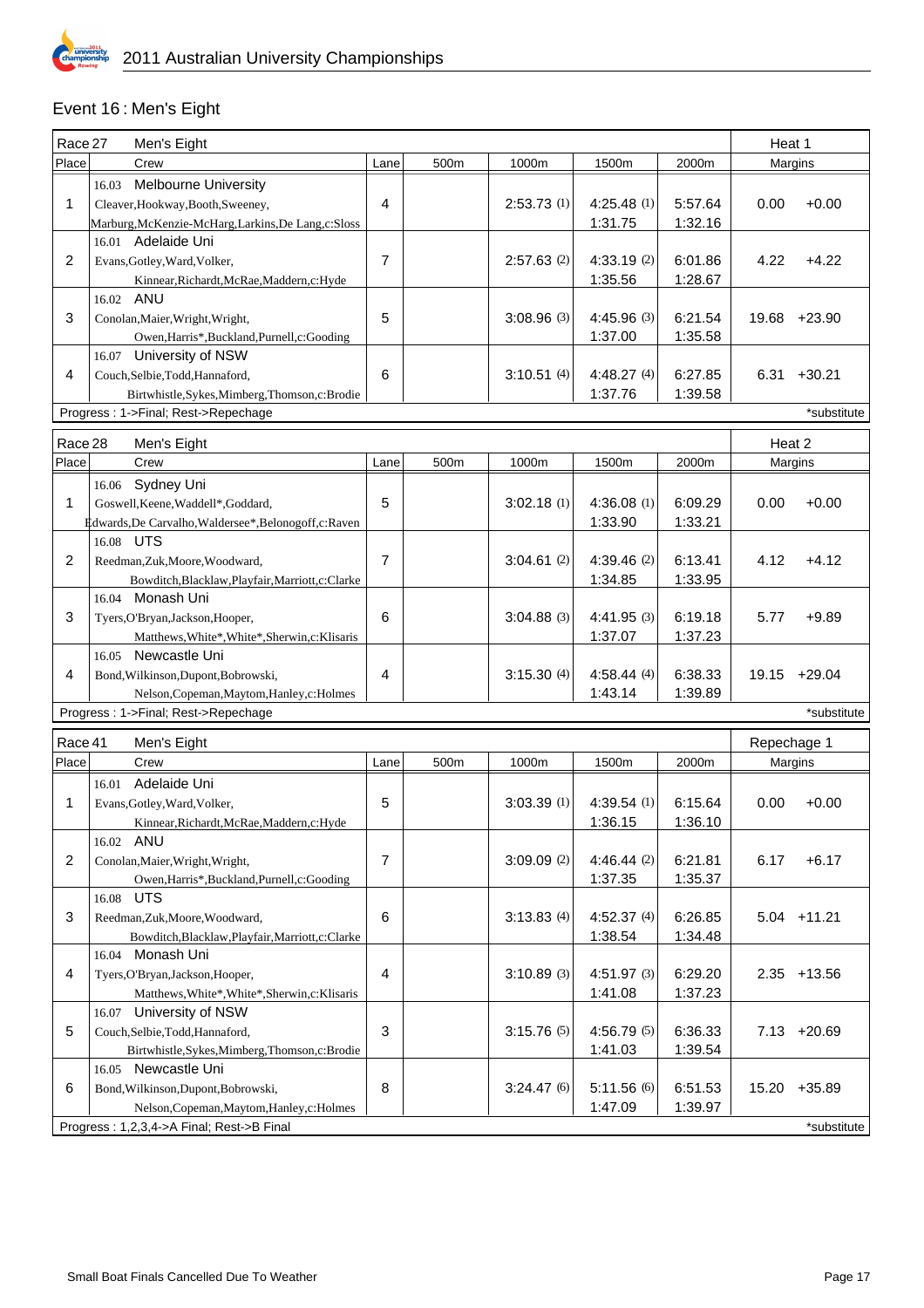## Event 16 : Men's Eight

| Race 27 | Men's Eight | | | | | | Heat 1 | |
|---|---|---|---|---|---|---|---|---|
| Place | Crew | Lane | 500m | 1000m | 1500m | 2000m | Margins | |
| 1 | 16.03 Melbourne University<br>Cleaver,Hookway,Booth,Sweeney,<br>Marburg,McKenzie-McHarg,Larkins,De Lang,c:Sloss | 4 | | 2:53.73 (1) | 4:25.48 (1)<br>1:31.75 | 5:57.64<br>1:32.16 | 0.00 | +0.00 |
| 2 | 16.01 Adelaide Uni<br>Evans,Gotley,Ward,Volker,<br>Kinnear,Richardt,McRae,Maddern,c:Hyde | 7 | | 2:57.63 (2) | 4:33.19 (2)<br>1:35.56 | 6:01.86<br>1:28.67 | 4.22 | +4.22 |
| 3 | 16.02 ANU<br>Conolan,Maier,Wright,Wright,<br>Owen,Harris*,Buckland,Purnell,c:Gooding | 5 | | 3:08.96 (3) | 4:45.96 (3)<br>1:37.00 | 6:21.54<br>1:35.58 | 19.68 | +23.90 |
| 4 | 16.07 University of NSW<br>Couch,Selbie,Todd,Hannaford,<br>Birtwhistle,Sykes,Mimberg,Thomson,c:Brodie | 6 | | 3:10.51 (4) | 4:48.27 (4)<br>1:37.76 | 6:27.85<br>1:39.58 | 6.31 | +30.21 |
| Progress : 1->Final; Rest->Repechage | | | | | | | | *substitute |

| Race 28 | Men's Eight | | | | | | Heat 2 | |
|---|---|---|---|---|---|---|---|---|
| Place | Crew | Lane | 500m | 1000m | 1500m | 2000m | Margins | |
| 1 | 16.06 Sydney Uni<br>Goswell,Keene,Waddell*,Goddard,<br>Edwards,De Carvalho,Waldersee*,Belonogoff,c:Raven | 5 | | 3:02.18 (1) | 4:36.08 (1)<br>1:33.90 | 6:09.29<br>1:33.21 | 0.00 | +0.00 |
| 2 | 16.08 UTS<br>Reedman,Zuk,Moore,Woodward,<br>Bowditch,Blacklaw,Playfair,Marriott,c:Clarke | 7 | | 3:04.61 (2) | 4:39.46 (2)<br>1:34.85 | 6:13.41<br>1:33.95 | 4.12 | +4.12 |
| 3 | 16.04 Monash Uni<br>Tyers,O'Bryan,Jackson,Hooper,<br>Matthews,White*,White*,Sherwin,c:Klisaris | 6 | | 3:04.88 (3) | 4:41.95 (3)<br>1:37.07 | 6:19.18<br>1:37.23 | 5.77 | +9.89 |
| 4 | 16.05 Newcastle Uni<br>Bond,Wilkinson,Dupont,Bobrowski,<br>Nelson,Copeman,Maytom,Hanley,c:Holmes | 4 | | 3:15.30 (4) | 4:58.44 (4)<br>1:43.14 | 6:38.33<br>1:39.89 | 19.15 | +29.04 |
| Progress : 1->Final; Rest->Repechage | | | | | | | | *substitute |

| Race 41 | Men's Eight | | | | | | Repechage 1 | |
|---|---|---|---|---|---|---|---|---|
| Place | Crew | Lane | 500m | 1000m | 1500m | 2000m | Margins | |
| 1 | 16.01 Adelaide Uni<br>Evans,Gotley,Ward,Volker,<br>Kinnear,Richardt,McRae,Maddern,c:Hyde | 5 | | 3:03.39 (1) | 4:39.54 (1)<br>1:36.15 | 6:15.64<br>1:36.10 | 0.00 | +0.00 |
| 2 | 16.02 ANU<br>Conolan,Maier,Wright,Wright,<br>Owen,Harris*,Buckland,Purnell,c:Gooding | 7 | | 3:09.09 (2) | 4:46.44 (2)<br>1:37.35 | 6:21.81<br>1:35.37 | 6.17 | +6.17 |
| 3 | 16.08 UTS<br>Reedman,Zuk,Moore,Woodward,<br>Bowditch,Blacklaw,Playfair,Marriott,c:Clarke | 6 | | 3:13.83 (4) | 4:52.37 (4)<br>1:38.54 | 6:26.85<br>1:34.48 | 5.04 | +11.21 |
| 4 | 16.04 Monash Uni<br>Tyers,O'Bryan,Jackson,Hooper,<br>Matthews,White*,White*,Sherwin,c:Klisaris | 4 | | 3:10.89 (3) | 4:51.97 (3)<br>1:41.08 | 6:29.20<br>1:37.23 | 2.35 | +13.56 |
| 5 | 16.07 University of NSW<br>Couch,Selbie,Todd,Hannaford,<br>Birtwhistle,Sykes,Mimberg,Thomson,c:Brodie | 3 | | 3:15.76 (5) | 4:56.79 (5)<br>1:41.03 | 6:36.33<br>1:39.54 | 7.13 | +20.69 |
| 6 | 16.05 Newcastle Uni<br>Bond,Wilkinson,Dupont,Bobrowski,<br>Nelson,Copeman,Maytom,Hanley,c:Holmes | 8 | | 3:24.47 (6) | 5:11.56 (6)<br>1:47.09 | 6:51.53<br>1:39.97 | 15.20 | +35.89 |
| Progress : 1,2,3,4->A Final; Rest->B Final | | | | | | | | *substitute |

Small Boat Finals Cancelled Due To Weather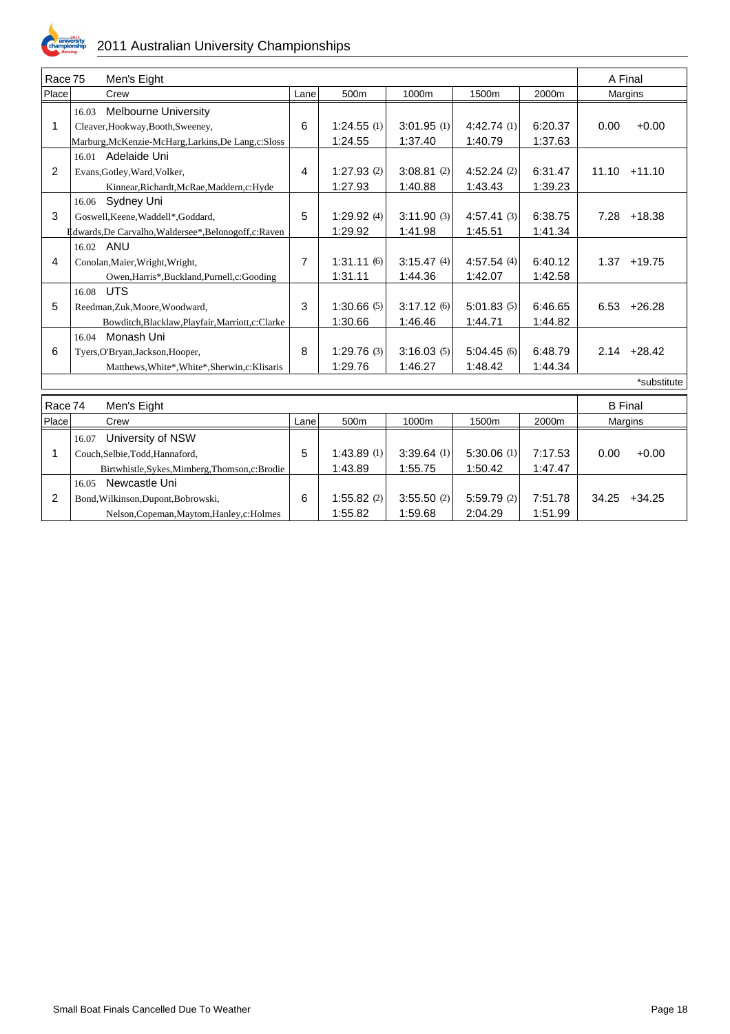# 2011 Australian University Championships

| Race 75 | Men's Eight | | | | | | A Final | |
|---|---|---|---|---|---|---|---|---|
| Place | Crew | Lane | 500m | 1000m | 1500m | 2000m | Margins | |
| 1 | 16.03 Melbourne University<br>Cleaver,Hookway,Booth,Sweeney,<br>Marburg,McKenzie-McHarg,Larkins,De Lang,c:Sloss | 6 | 1:24.55 (1)<br>1:24.55 | 3:01.95 (1)<br>1:37.40 | 4:42.74 (1)<br>1:40.79 | 6:20.37<br>1:37.63 | 0.00 | +0.00 |
| 2 | 16.01 Adelaide Uni<br>Evans,Gotley,Ward,Volker,<br>Kinnear,Richardt,McRae,Maddern,c:Hyde | 4 | 1:27.93 (2)<br>1:27.93 | 3:08.81 (2)<br>1:40.88 | 4:52.24 (2)<br>1:43.43 | 6:31.47<br>1:39.23 | 11.10 | +11.10 |
| 3 | 16.06 Sydney Uni<br>Goswell,Keene,Waddell*,Goddard,<br>Edwards,De Carvalho,Waldersee*,Belonogoff,c:Raven | 5 | 1:29.92 (4)<br>1:29.92 | 3:11.90 (3)<br>1:41.98 | 4:57.41 (3)<br>1:45.51 | 6:38.75<br>1:41.34 | 7.28 | +18.38 |
| 4 | 16.02 ANU<br>Conolan,Maier,Wright,Wright,<br>Owen,Harris*,Buckland,Purnell,c:Gooding | 7 | 1:31.11 (6)<br>1:31.11 | 3:15.47 (4)<br>1:44.36 | 4:57.54 (4)<br>1:42.07 | 6:40.12<br>1:42.58 | 1.37 | +19.75 |
| 5 | 16.08 UTS<br>Reedman,Zuk,Moore,Woodward,<br>Bowditch,Blacklaw,Playfair,Marriott,c:Clarke | 3 | 1:30.66 (5)<br>1:30.66 | 3:17.12 (6)<br>1:46.46 | 5:01.83 (5)<br>1:44.71 | 6:46.65<br>1:44.82 | 6.53 | +26.28 |
| 6 | 16.04 Monash Uni<br>Tyers,O'Bryan,Jackson,Hooper,<br>Matthews,White*,White*,Sherwin,c:Klisaris | 8 | 1:29.76 (3)<br>1:29.76 | 3:16.03 (5)<br>1:46.27 | 5:04.45 (6)<br>1:48.42 | 6:48.79<br>1:44.34 | 2.14 | +28.42 |

*substitute

| Race 74 | Men's Eight | | | | | | B Final | |
|---|---|---|---|---|---|---|---|---|
| Place | Crew | Lane | 500m | 1000m | 1500m | 2000m | Margins | |
| 1 | 16.07 University of NSW<br>Couch,Selbie,Todd,Hannaford,<br>Birtwhistle,Sykes,Mimberg,Thomson,c:Brodie | 5 | 1:43.89 (1)<br>1:43.89 | 3:39.64 (1)<br>1:55.75 | 5:30.06 (1)<br>1:50.42 | 7:17.53<br>1:47.47 | 0.00 | +0.00 |
| 2 | 16.05 Newcastle Uni<br>Bond,Wilkinson,Dupont,Bobrowski,<br>Nelson,Copeman,Maytom,Hanley,c:Holmes | 6 | 1:55.82 (2)<br>1:55.82 | 3:55.50 (2)<br>1:59.68 | 5:59.79 (2)<br>2:04.29 | 7:51.78<br>1:51.99 | 34.25 | +34.25 |

Small Boat Finals Cancelled Due To Weather